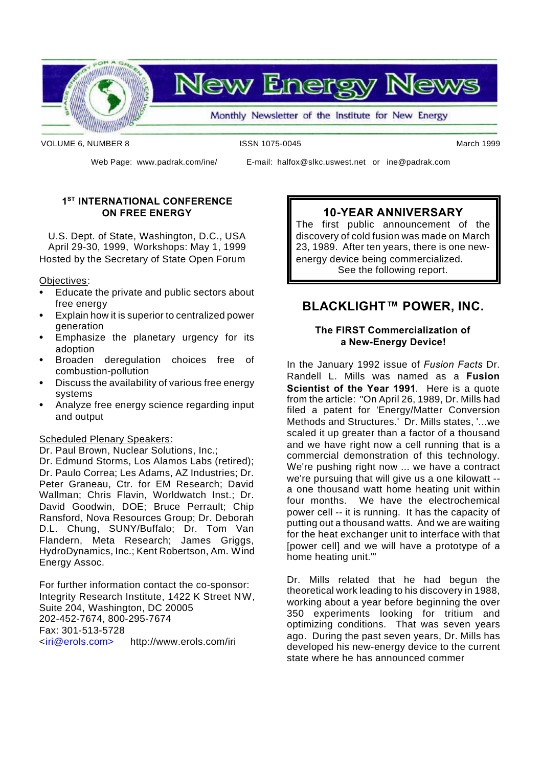# New Energy News

Monthly Newsletter of the Institute for New Energy

VOLUME 6, NUMBER 8 ISSN 1075-0045 March 1999

Web Page: www.padrak.com/ine/ E-mail: halfox@slkc.uswest.net or ine@padrak.com

## 1ST INTERNATIONAL CONFERENCE ON FREE ENERGY

U.S. Dept. of State, Washington, D.C., USA
April 29-30, 1999, Workshops: May 1, 1999
Hosted by the Secretary of State Open Forum

Objectives:

- Educate the private and public sectors about free energy
- Explain how it is superior to centralized power generation
- Emphasize the planetary urgency for its adoption
- Broaden deregulation choices free of combustion-pollution
- Discuss the availability of various free energy systems
- Analyze free energy science regarding input and output

Scheduled Plenary Speakers:
Dr. Paul Brown, Nuclear Solutions, Inc.; Dr. Edmund Storms, Los Alamos Labs (retired); Dr. Paulo Correa; Les Adams, AZ Industries; Dr. Peter Graneau, Ctr. for EM Research; David Wallman; Chris Flavin, Worldwatch Inst.; Dr. David Goodwin, DOE; Bruce Perrault; Chip Ransford, Nova Resources Group; Dr. Deborah D.L. Chung, SUNY/Buffalo; Dr. Tom Van Flandern, Meta Research; James Griggs, HydroDynamics, Inc.; Kent Robertson, Am. Wind Energy Assoc.

For further information contact the co-sponsor: Integrity Research Institute, 1422 K Street NW, Suite 204, Washington, DC 20005
202-452-7674, 800-295-7674
Fax: 301-513-5728
<iri@erols.com> http://www.erols.com/iri

## 10-YEAR ANNIVERSARY

The first public announcement of the discovery of cold fusion was made on March 23, 1989. After ten years, there is one new-energy device being commercialized.
See the following report.

## BLACKLIGHT™ POWER, INC.

### The FIRST Commercialization of a New-Energy Device!

In the January 1992 issue of *Fusion Facts* Dr. Randell L. Mills was named as a **Fusion Scientist of the Year 1991**. Here is a quote from the article: "On April 26, 1989, Dr. Mills had filed a patent for 'Energy/Matter Conversion Methods and Structures.' Dr. Mills states, '...we scaled it up greater than a factor of a thousand and we have right now a cell running that is a commercial demonstration of this technology. We're pushing right now ... we have a contract we're pursuing that will give us a one kilowatt -- a one thousand watt home heating unit within four months. We have the electrochemical power cell -- it is running. It has the capacity of putting out a thousand watts. And we are waiting for the heat exchanger unit to interface with that [power cell] and we will have a prototype of a home heating unit.'"

Dr. Mills related that he had begun the theoretical work leading to his discovery in 1988, working about a year before beginning the over 350 experiments looking for tritium and optimizing conditions. That was seven years ago. During the past seven years, Dr. Mills has developed his new-energy device to the current state where he has announced commer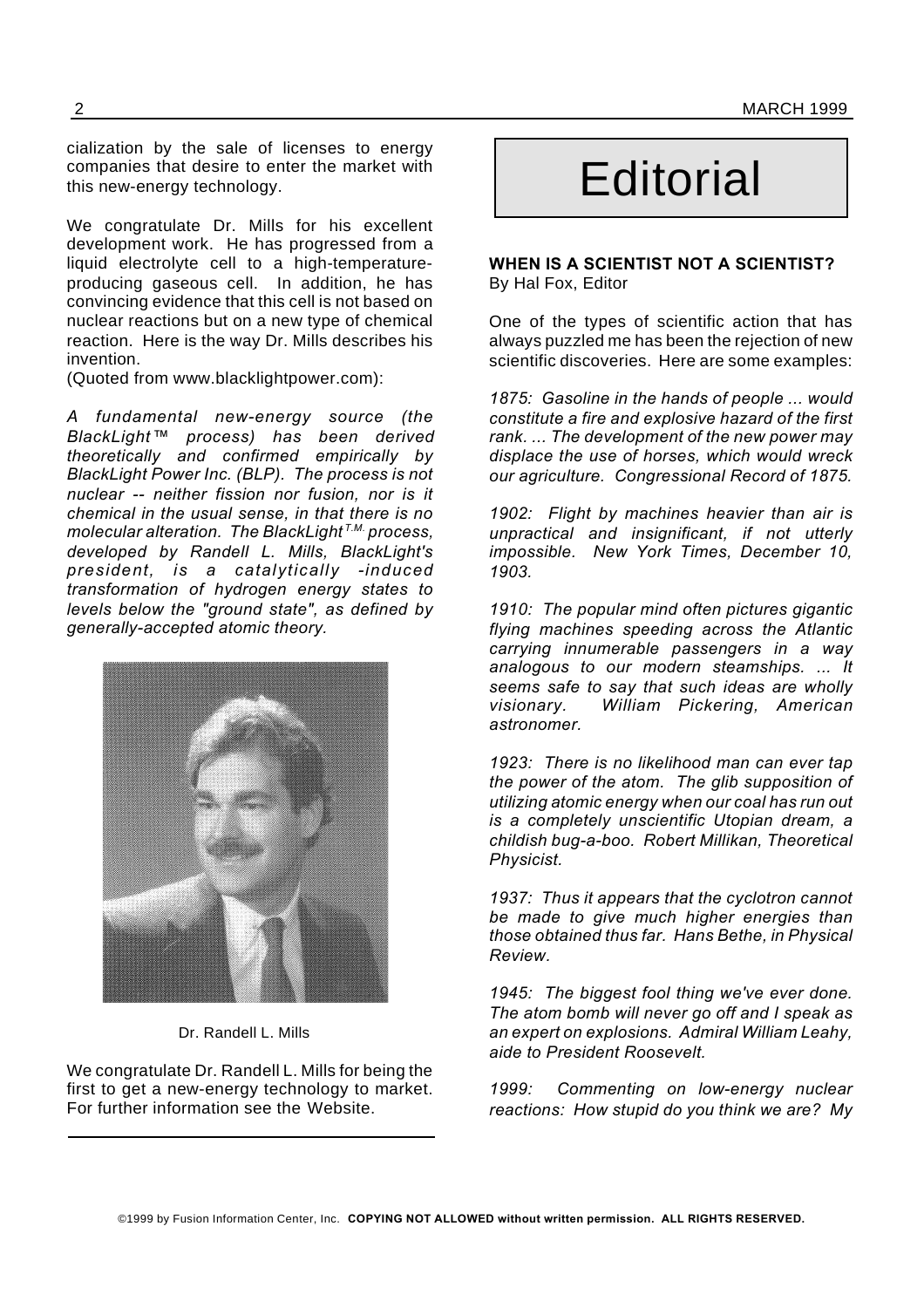cialization by the sale of licenses to energy companies that desire to enter the market with this new-energy technology.

We congratulate Dr. Mills for his excellent development work. He has progressed from a liquid electrolyte cell to a high-temperature-producing gaseous cell. In addition, he has convincing evidence that this cell is not based on nuclear reactions but on a new type of chemical reaction. Here is the way Dr. Mills describes his invention.
(Quoted from www.blacklightpower.com):

*A fundamental new-energy source (the BlackLight™ process) has been derived theoretically and confirmed empirically by BlackLight Power Inc. (BLP). The process is not nuclear -- neither fission nor fusion, nor is it chemical in the usual sense, in that there is no molecular alteration. The BlackLight T.M. process, developed by Randell L. Mills, BlackLight's president, is a catalytically -induced transformation of hydrogen energy states to levels below the "ground state", as defined by generally-accepted atomic theory.*

Dr. Randell L. Mills

We congratulate Dr. Randell L. Mills for being the first to get a new-energy technology to market. For further information see the Website.

# Editorial

**WHEN IS A SCIENTIST NOT A SCIENTIST?**
By Hal Fox, Editor

One of the types of scientific action that has always puzzled me has been the rejection of new scientific discoveries. Here are some examples:

*1875: Gasoline in the hands of people ... would constitute a fire and explosive hazard of the first rank. ... The development of the new power may displace the use of horses, which would wreck our agriculture. Congressional Record of 1875.*

*1902: Flight by machines heavier than air is unpractical and insignificant, if not utterly impossible. New York Times, December 10, 1903.*

*1910: The popular mind often pictures gigantic flying machines speeding across the Atlantic carrying innumerable passengers in a way analogous to our modern steamships. ... It seems safe to say that such ideas are wholly visionary. William Pickering, American astronomer.*

*1923: There is no likelihood man can ever tap the power of the atom. The glib supposition of utilizing atomic energy when our coal has run out is a completely unscientific Utopian dream, a childish bug-a-boo. Robert Millikan, Theoretical Physicist.*

*1937: Thus it appears that the cyclotron cannot be made to give much higher energies than those obtained thus far. Hans Bethe, in Physical Review.*

*1945: The biggest fool thing we've ever done. The atom bomb will never go off and I speak as an expert on explosions. Admiral William Leahy, aide to President Roosevelt.*

*1999: Commenting on low-energy nuclear reactions: How stupid do you think we are? My*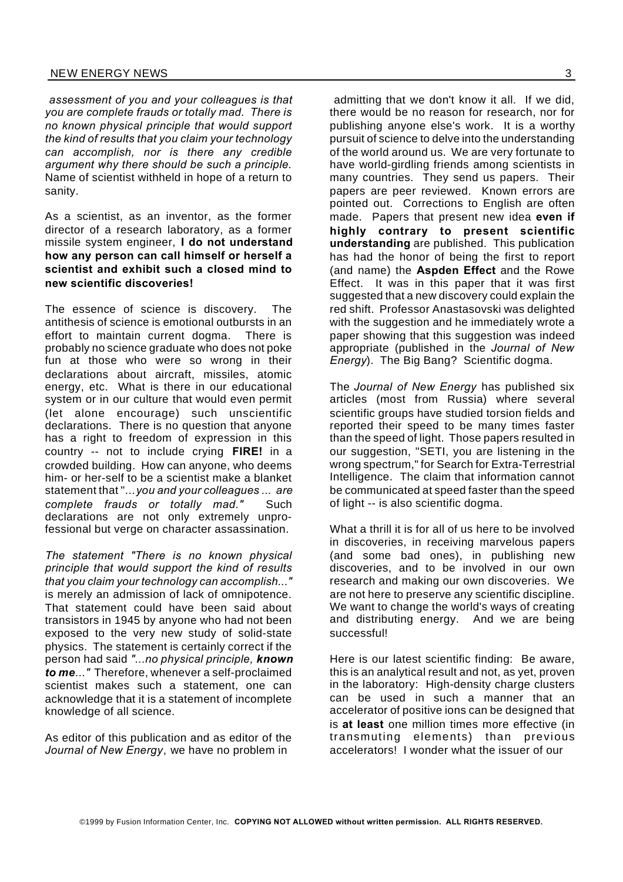*assessment of you and your colleagues is that you are complete frauds or totally mad. There is no known physical principle that would support the kind of results that you claim your technology can accomplish, nor is there any credible argument why there should be such a principle.* Name of scientist withheld in hope of a return to sanity.

As a scientist, as an inventor, as the former director of a research laboratory, as a former missile system engineer, **I do not understand how any person can call himself or herself a scientist and exhibit such a closed mind to new scientific discoveries!**

The essence of science is discovery. The antithesis of science is emotional outbursts in an effort to maintain current dogma. There is probably no science graduate who does not poke fun at those who were so wrong in their declarations about aircraft, missiles, atomic energy, etc. What is there in our educational system or in our culture that would even permit (let alone encourage) such unscientific declarations. There is no question that anyone has a right to freedom of expression in this country -- not to include crying **FIRE!** in a crowded building. How can anyone, who deems him- or her-self to be a scientist make a blanket statement that "...*you and your colleagues ... are complete frauds or totally mad."* Such declarations are not only extremely unprofessional but verge on character assassination.

*The statement "There is no known physical principle that would support the kind of results that you claim your technology can accomplish..."* is merely an admission of lack of omnipotence. That statement could have been said about transistors in 1945 by anyone who had not been exposed to the very new study of solid-state physics. The statement is certainly correct if the person had said *"...no physical principle, **known to me**..."* Therefore, whenever a self-proclaimed scientist makes such a statement, one can acknowledge that it is a statement of incomplete knowledge of all science.

As editor of this publication and as editor of the *Journal of New Energy*, we have no problem in admitting that we don't know it all. If we did, there would be no reason for research, nor for publishing anyone else's work. It is a worthy pursuit of science to delve into the understanding of the world around us. We are very fortunate to have world-girdling friends among scientists in many countries. They send us papers. Their papers are peer reviewed. Known errors are pointed out. Corrections to English are often made. Papers that present new idea **even if highly contrary to present scientific understanding** are published. This publication has had the honor of being the first to report (and name) the **Aspden Effect** and the Rowe Effect. It was in this paper that it was first suggested that a new discovery could explain the red shift. Professor Anastasovski was delighted with the suggestion and he immediately wrote a paper showing that this suggestion was indeed appropriate (published in the *Journal of New Energy*). The Big Bang? Scientific dogma.

The *Journal of New Energy* has published six articles (most from Russia) where several scientific groups have studied torsion fields and reported their speed to be many times faster than the speed of light. Those papers resulted in our suggestion, "SETI, you are listening in the wrong spectrum," for Search for Extra-Terrestrial Intelligence. The claim that information cannot be communicated at speed faster than the speed of light -- is also scientific dogma.

What a thrill it is for all of us here to be involved in discoveries, in receiving marvelous papers (and some bad ones), in publishing new discoveries, and to be involved in our own research and making our own discoveries. We are not here to preserve any scientific discipline. We want to change the world's ways of creating and distributing energy. And we are being successful!

Here is our latest scientific finding: Be aware, this is an analytical result and not, as yet, proven in the laboratory: High-density charge clusters can be used in such a manner that an accelerator of positive ions can be designed that is **at least** one million times more effective (in transmuting elements) than previous accelerators! I wonder what the issuer of our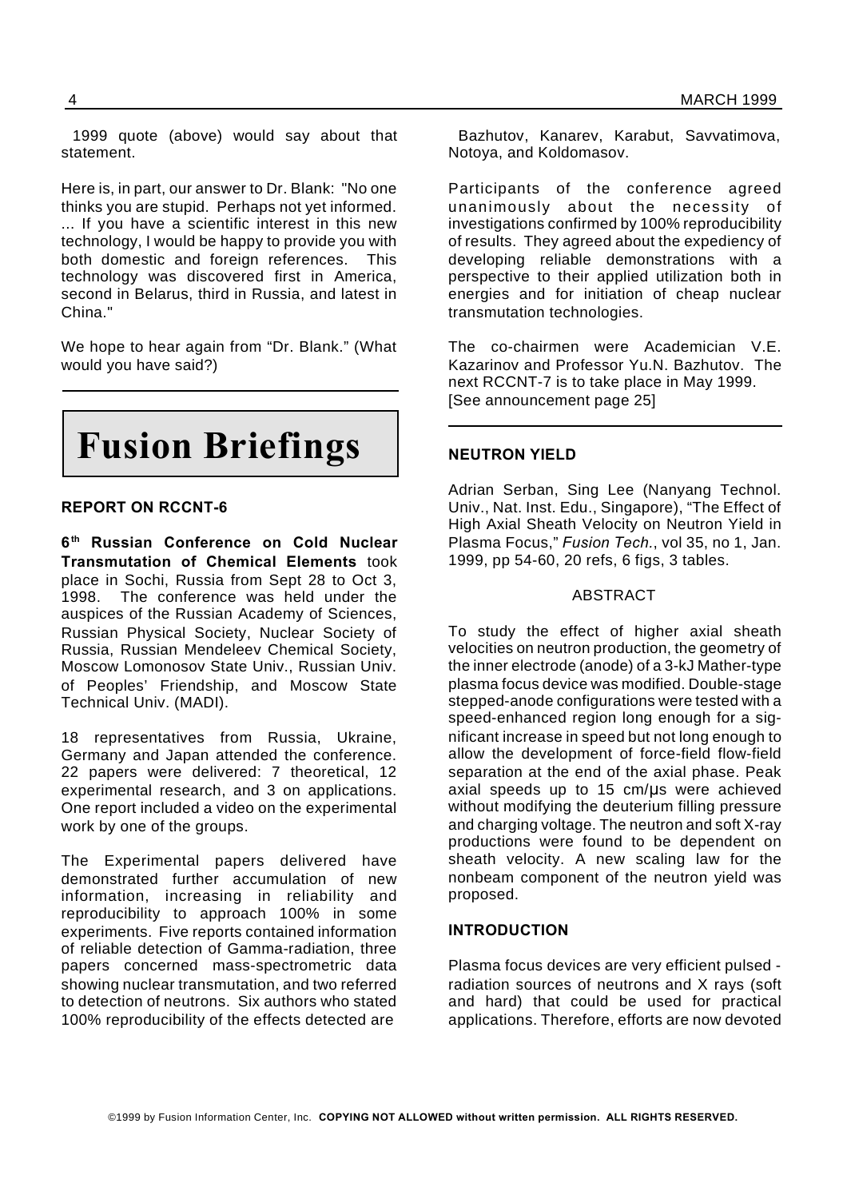1999 quote (above) would say about that statement.

Here is, in part, our answer to Dr. Blank: "No one thinks you are stupid. Perhaps not yet informed. ... If you have a scientific interest in this new technology, I would be happy to provide you with both domestic and foreign references. This technology was discovered first in America, second in Belarus, third in Russia, and latest in China."

We hope to hear again from "Dr. Blank." (What would you have said?)

# Fusion Briefings

### REPORT ON RCCNT-6

**6th Russian Conference on Cold Nuclear Transmutation of Chemical Elements** took place in Sochi, Russia from Sept 28 to Oct 3, 1998. The conference was held under the auspices of the Russian Academy of Sciences, Russian Physical Society, Nuclear Society of Russia, Russian Mendeleev Chemical Society, Moscow Lomonosov State Univ., Russian Univ. of Peoples' Friendship, and Moscow State Technical Univ. (MADI).

18 representatives from Russia, Ukraine, Germany and Japan attended the conference. 22 papers were delivered: 7 theoretical, 12 experimental research, and 3 on applications. One report included a video on the experimental work by one of the groups.

The Experimental papers delivered have demonstrated further accumulation of new information, increasing in reliability and reproducibility to approach 100% in some experiments. Five reports contained information of reliable detection of Gamma-radiation, three papers concerned mass-spectrometric data showing nuclear transmutation, and two referred to detection of neutrons. Six authors who stated 100% reproducibility of the effects detected are Bazhutov, Kanarev, Karabut, Savvatimova, Notoya, and Koldomasov.

Participants of the conference agreed unanimously about the necessity of investigations confirmed by 100% reproducibility of results. They agreed about the expediency of developing reliable demonstrations with a perspective to their applied utilization both in energies and for initiation of cheap nuclear transmutation technologies.

The co-chairmen were Academician V.E. Kazarinov and Professor Yu.N. Bazhutov. The next RCCNT-7 is to take place in May 1999. [See announcement page 25]

### NEUTRON YIELD

Adrian Serban, Sing Lee (Nanyang Technol. Univ., Nat. Inst. Edu., Singapore), "The Effect of High Axial Sheath Velocity on Neutron Yield in Plasma Focus," *Fusion Tech.*, vol 35, no 1, Jan. 1999, pp 54-60, 20 refs, 6 figs, 3 tables.

ABSTRACT

To study the effect of higher axial sheath velocities on neutron production, the geometry of the inner electrode (anode) of a 3-kJ Mather-type plasma focus device was modified. Double-stage stepped-anode configurations were tested with a speed-enhanced region long enough for a significant increase in speed but not long enough to allow the development of force-field flow-field separation at the end of the axial phase. Peak axial speeds up to 15 cm/µs were achieved without modifying the deuterium filling pressure and charging voltage. The neutron and soft X-ray productions were found to be dependent on sheath velocity. A new scaling law for the nonbeam component of the neutron yield was proposed.

**INTRODUCTION**

Plasma focus devices are very efficient pulsed - radiation sources of neutrons and X rays (soft and hard) that could be used for practical applications. Therefore, efforts are now devoted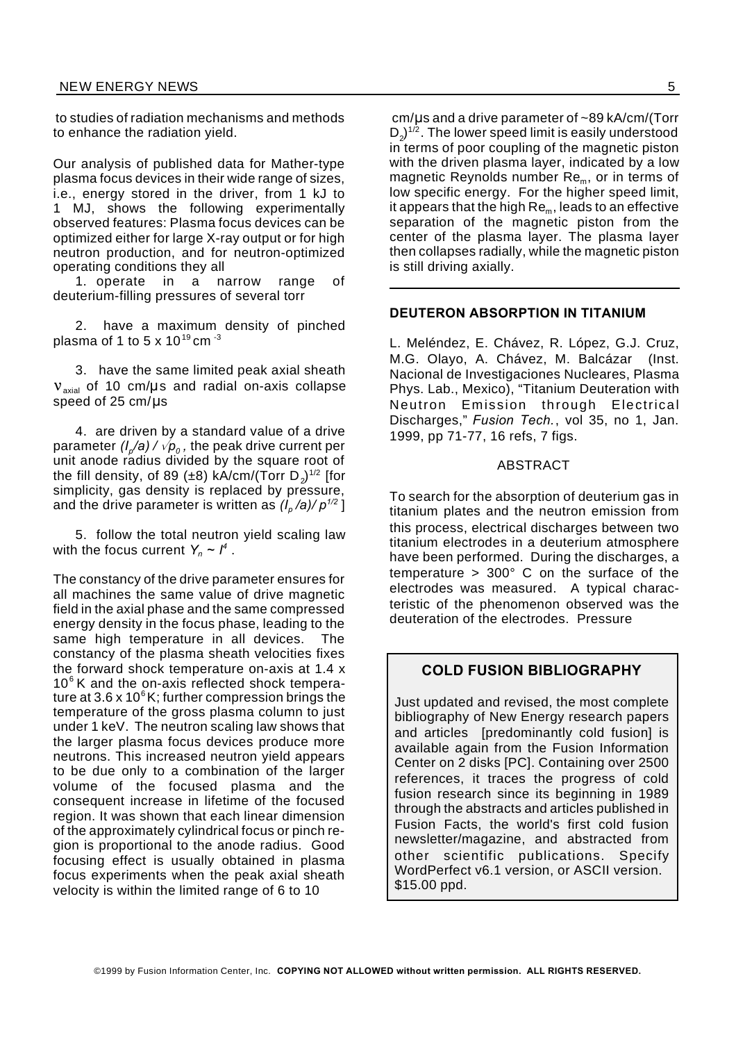to studies of radiation mechanisms and methods to enhance the radiation yield.

Our analysis of published data for Mather-type plasma focus devices in their wide range of sizes, i.e., energy stored in the driver, from 1 kJ to 1 MJ, shows the following experimentally observed features: Plasma focus devices can be optimized either for large X-ray output or for high neutron production, and for neutron-optimized operating conditions they all

1. operate in a narrow range of deuterium-filling pressures of several torr

2. have a maximum density of pinched plasma of 1 to 5 x $10^{19}$ cm $^{-3}$

3. have the same limited peak axial sheath $v_{axial}$ of 10 cm/μs and radial on-axis collapse speed of 25 cm/μs

4. are driven by a standard value of a drive parameter $(I_p/a) / \sqrt{p_0}$, the peak drive current per unit anode radius divided by the square root of the fill density, of 89 (±8) kA/cm/(Torr $D_2)^{1/2}$ [for simplicity, gas density is replaced by pressure, and the drive parameter is written as $(I_p /a)/ p^{1/2}$ ]

5. follow the total neutron yield scaling law with the focus current $Y_n \sim I^4$ .

The constancy of the drive parameter ensures for all machines the same value of drive magnetic field in the axial phase and the same compressed energy density in the focus phase, leading to the same high temperature in all devices. The constancy of the plasma sheath velocities fixes the forward shock temperature on-axis at 1.4 x $10^6$ K and the on-axis reflected shock temperature at 3.6 x $10^6$ K; further compression brings the temperature of the gross plasma column to just under 1 keV. The neutron scaling law shows that the larger plasma focus devices produce more neutrons. This increased neutron yield appears to be due only to a combination of the larger volume of the focused plasma and the consequent increase in lifetime of the focused region. It was shown that each linear dimension of the approximately cylindrical focus or pinch region is proportional to the anode radius. Good focusing effect is usually obtained in plasma focus experiments when the peak axial sheath velocity is within the limited range of 6 to 10 cm/μs and a drive parameter of ~89 kA/cm/(Torr $D_2)^{1/2}$. The lower speed limit is easily understood in terms of poor coupling of the magnetic piston with the driven plasma layer, indicated by a low magnetic Reynolds number $Re_m$, or in terms of low specific energy. For the higher speed limit, it appears that the high $Re_m$, leads to an effective separation of the magnetic piston from the center of the plasma layer. The plasma layer then collapses radially, while the magnetic piston is still driving axially.

## DEUTERON ABSORPTION IN TITANIUM

L. Meléndez, E. Chávez, R. López, G.J. Cruz, M.G. Olayo, A. Chávez, M. Balcázar (Inst. Nacional de Investigaciones Nucleares, Plasma Phys. Lab., Mexico), "Titanium Deuteration with Neutron Emission through Electrical Discharges," *Fusion Tech.*, vol 35, no 1, Jan. 1999, pp 71-77, 16 refs, 7 figs.

### ABSTRACT

To search for the absorption of deuterium gas in titanium plates and the neutron emission from this process, electrical discharges between two titanium electrodes in a deuterium atmosphere have been performed. During the discharges, a temperature > 300° C on the surface of the electrodes was measured. A typical characteristic of the phenomenon observed was the deuteration of the electrodes. Pressure

### COLD FUSION BIBLIOGRAPHY

Just updated and revised, the most complete bibliography of New Energy research papers and articles [predominantly cold fusion] is available again from the Fusion Information Center on 2 disks [PC]. Containing over 2500 references, it traces the progress of cold fusion research since its beginning in 1989 through the abstracts and articles published in Fusion Facts, the world's first cold fusion newsletter/magazine, and abstracted from other scientific publications. Specify WordPerfect v6.1 version, or ASCII version. $15.00 ppd.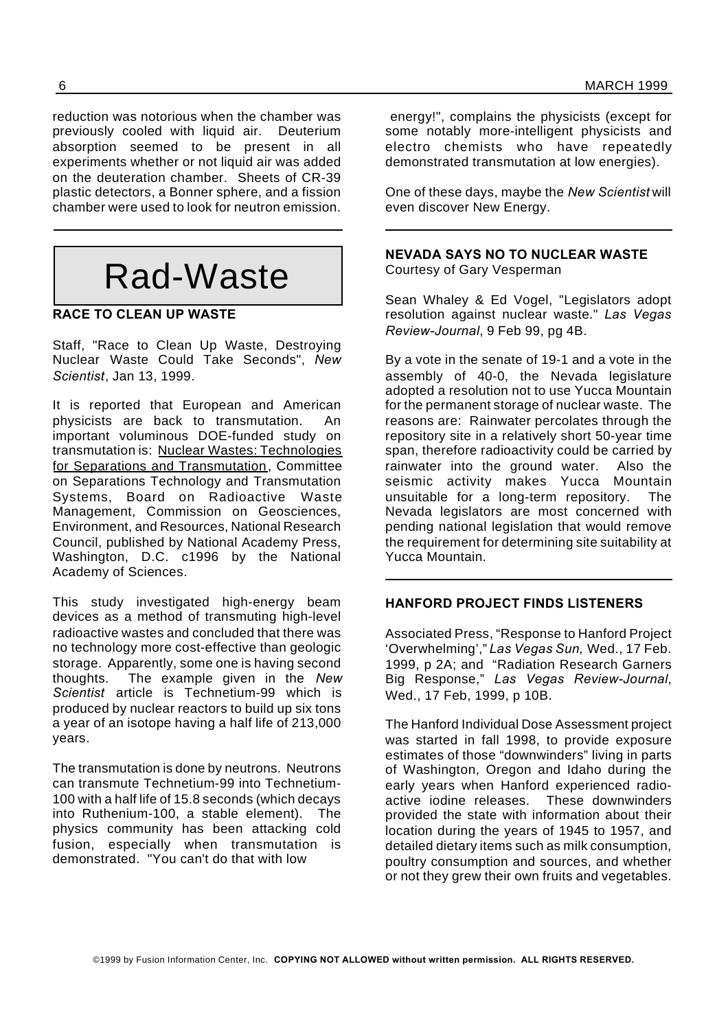reduction was notorious when the chamber was previously cooled with liquid air. Deuterium absorption seemed to be present in all experiments whether or not liquid air was added on the deuteration chamber. Sheets of CR-39 plastic detectors, a Bonner sphere, and a fission chamber were used to look for neutron emission.

# Rad-Waste

### RACE TO CLEAN UP WASTE

Staff, "Race to Clean Up Waste, Destroying Nuclear Waste Could Take Seconds", *New Scientist*, Jan 13, 1999.

It is reported that European and American physicists are back to transmutation. An important voluminous DOE-funded study on transmutation is: Nuclear Wastes: Technologies for Separations and Transmutation, Committee on Separations Technology and Transmutation Systems, Board on Radioactive Waste Management, Commission on Geosciences, Environment, and Resources, National Research Council, published by National Academy Press, Washington, D.C. c1996 by the National Academy of Sciences.

This study investigated high-energy beam devices as a method of transmuting high-level radioactive wastes and concluded that there was no technology more cost-effective than geologic storage. Apparently, some one is having second thoughts. The example given in the *New Scientist* article is Technetium-99 which is produced by nuclear reactors to build up six tons a year of an isotope having a half life of 213,000 years.

The transmutation is done by neutrons. Neutrons can transmute Technetium-99 into Technetium-100 with a half life of 15.8 seconds (which decays into Ruthenium-100, a stable element). The physics community has been attacking cold fusion, especially when transmutation is demonstrated. "You can't do that with low energy!", complains the physicists (except for some notably more-intelligent physicists and electro chemists who have repeatedly demonstrated transmutation at low energies).

One of these days, maybe the *New Scientist* will even discover New Energy.

### NEVADA SAYS NO TO NUCLEAR WASTE

Courtesy of Gary Vesperman

Sean Whaley & Ed Vogel, "Legislators adopt resolution against nuclear waste." *Las Vegas Review-Journal*, 9 Feb 99, pg 4B.

By a vote in the senate of 19-1 and a vote in the assembly of 40-0, the Nevada legislature adopted a resolution not to use Yucca Mountain for the permanent storage of nuclear waste. The reasons are: Rainwater percolates through the repository site in a relatively short 50-year time span, therefore radioactivity could be carried by rainwater into the ground water. Also the seismic activity makes Yucca Mountain unsuitable for a long-term repository. The Nevada legislators are most concerned with pending national legislation that would remove the requirement for determining site suitability at Yucca Mountain.

### HANFORD PROJECT FINDS LISTENERS

Associated Press, "Response to Hanford Project 'Overwhelming'," *Las Vegas Sun,* Wed., 17 Feb. 1999, p 2A; and "Radiation Research Garners Big Response," *Las Vegas Review-Journal*, Wed., 17 Feb, 1999, p 10B.

The Hanford Individual Dose Assessment project was started in fall 1998, to provide exposure estimates of those "downwinders" living in parts of Washington, Oregon and Idaho during the early years when Hanford experienced radio-active iodine releases. These downwinders provided the state with information about their location during the years of 1945 to 1957, and detailed dietary items such as milk consumption, poultry consumption and sources, and whether or not they grew their own fruits and vegetables.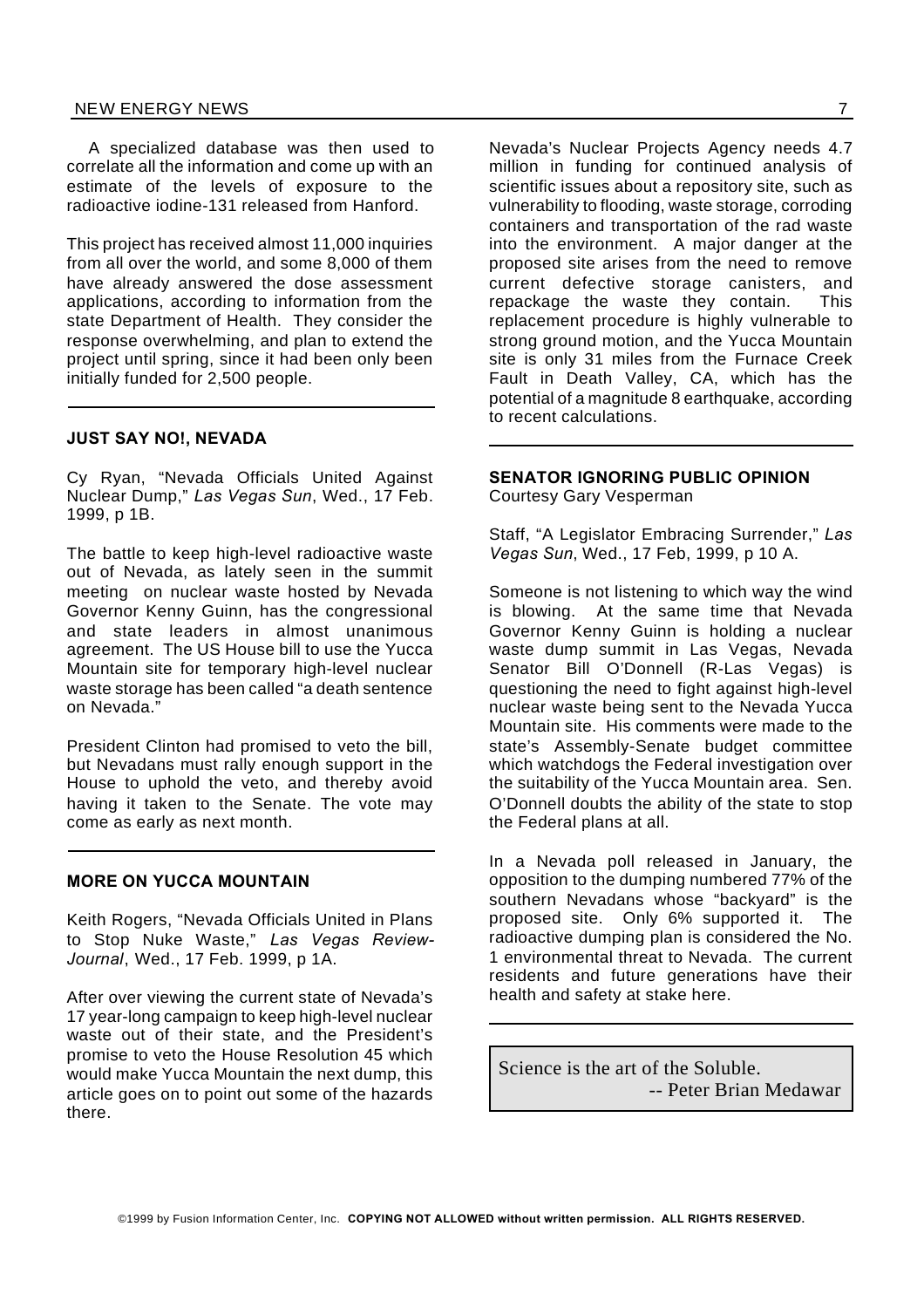A specialized database was then used to correlate all the information and come up with an estimate of the levels of exposure to the radioactive iodine-131 released from Hanford.

This project has received almost 11,000 inquiries from all over the world, and some 8,000 of them have already answered the dose assessment applications, according to information from the state Department of Health. They consider the response overwhelming, and plan to extend the project until spring, since it had been only been initially funded for 2,500 people.

---

#### JUST SAY NO!, NEVADA

Cy Ryan, "Nevada Officials United Against Nuclear Dump," *Las Vegas Sun*, Wed., 17 Feb. 1999, p 1B.

The battle to keep high-level radioactive waste out of Nevada, as lately seen in the summit meeting on nuclear waste hosted by Nevada Governor Kenny Guinn, has the congressional and state leaders in almost unanimous agreement. The US House bill to use the Yucca Mountain site for temporary high-level nuclear waste storage has been called "a death sentence on Nevada."

President Clinton had promised to veto the bill, but Nevadans must rally enough support in the House to uphold the veto, and thereby avoid having it taken to the Senate. The vote may come as early as next month.

---

#### MORE ON YUCCA MOUNTAIN

Keith Rogers, "Nevada Officials United in Plans to Stop Nuke Waste," *Las Vegas Review-Journal*, Wed., 17 Feb. 1999, p 1A.

After over viewing the current state of Nevada's 17 year-long campaign to keep high-level nuclear waste out of their state, and the President's promise to veto the House Resolution 45 which would make Yucca Mountain the next dump, this article goes on to point out some of the hazards there.

Nevada's Nuclear Projects Agency needs 4.7 million in funding for continued analysis of scientific issues about a repository site, such as vulnerability to flooding, waste storage, corroding containers and transportation of the rad waste into the environment. A major danger at the proposed site arises from the need to remove current defective storage canisters, and repackage the waste they contain. This replacement procedure is highly vulnerable to strong ground motion, and the Yucca Mountain site is only 31 miles from the Furnace Creek Fault in Death Valley, CA, which has the potential of a magnitude 8 earthquake, according to recent calculations.

---

#### SENATOR IGNORING PUBLIC OPINION

Courtesy Gary Vesperman

Staff, "A Legislator Embracing Surrender," *Las Vegas Sun*, Wed., 17 Feb, 1999, p 10 A.

Someone is not listening to which way the wind is blowing. At the same time that Nevada Governor Kenny Guinn is holding a nuclear waste dump summit in Las Vegas, Nevada Senator Bill O'Donnell (R-Las Vegas) is questioning the need to fight against high-level nuclear waste being sent to the Nevada Yucca Mountain site. His comments were made to the state's Assembly-Senate budget committee which watchdogs the Federal investigation over the suitability of the Yucca Mountain area. Sen. O'Donnell doubts the ability of the state to stop the Federal plans at all.

In a Nevada poll released in January, the opposition to the dumping numbered 77% of the southern Nevadans whose "backyard" is the proposed site. Only 6% supported it. The radioactive dumping plan is considered the No. 1 environmental threat to Nevada. The current residents and future generations have their health and safety at stake here.

---

> Science is the art of the Soluble.
> -- Peter Brian Medawar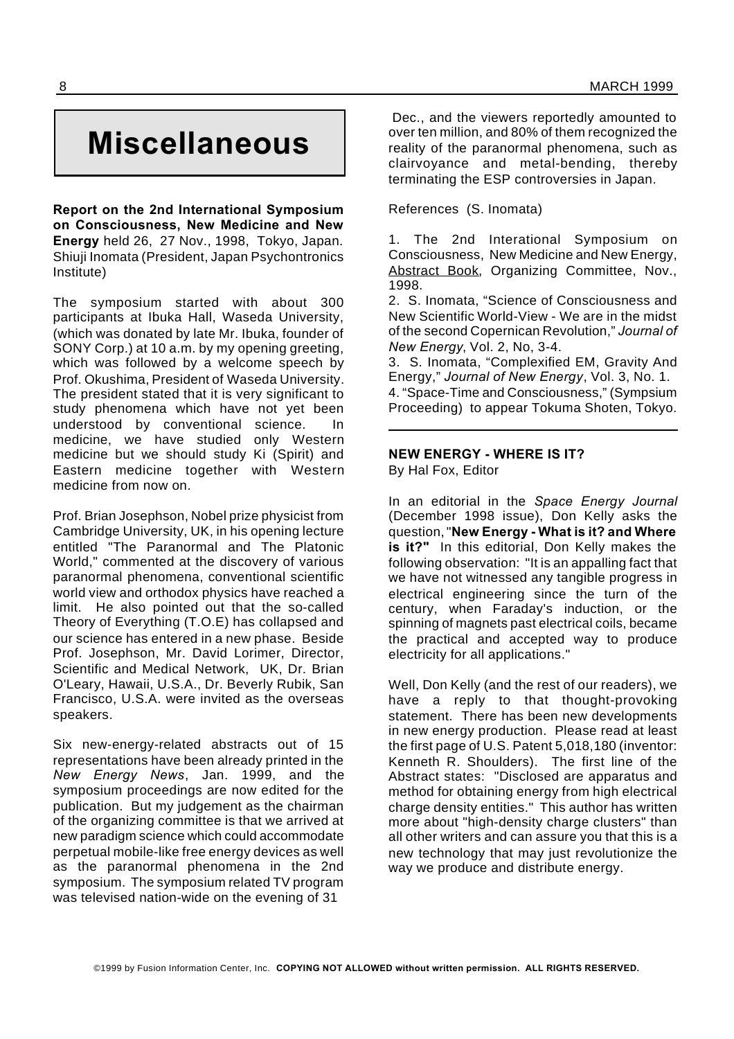# Miscellaneous

**Report on the 2nd International Symposium on Consciousness, New Medicine and New Energy** held 26, 27 Nov., 1998, Tokyo, Japan. Shiuji Inomata (President, Japan Psychontronics Institute)

The symposium started with about 300 participants at Ibuka Hall, Waseda University, (which was donated by late Mr. Ibuka, founder of SONY Corp.) at 10 a.m. by my opening greeting, which was followed by a welcome speech by Prof. Okushima, President of Waseda University. The president stated that it is very significant to study phenomena which have not yet been understood by conventional science. In medicine, we have studied only Western medicine but we should study Ki (Spirit) and Eastern medicine together with Western medicine from now on.

Prof. Brian Josephson, Nobel prize physicist from Cambridge University, UK, in his opening lecture entitled "The Paranormal and The Platonic World," commented at the discovery of various paranormal phenomena, conventional scientific world view and orthodox physics have reached a limit. He also pointed out that the so-called Theory of Everything (T.O.E) has collapsed and our science has entered in a new phase. Beside Prof. Josephson, Mr. David Lorimer, Director, Scientific and Medical Network, UK, Dr. Brian O'Leary, Hawaii, U.S.A., Dr. Beverly Rubik, San Francisco, U.S.A. were invited as the overseas speakers.

Six new-energy-related abstracts out of 15 representations have been already printed in the *New Energy News*, Jan. 1999, and the symposium proceedings are now edited for the publication. But my judgement as the chairman of the organizing committee is that we arrived at new paradigm science which could accommodate perpetual mobile-like free energy devices as well as the paranormal phenomena in the 2nd symposium. The symposium related TV program was televised nation-wide on the evening of 31 Dec., and the viewers reportedly amounted to over ten million, and 80% of them recognized the reality of the paranormal phenomena, such as clairvoyance and metal-bending, thereby terminating the ESP controversies in Japan.

References (S. Inomata)

1. The 2nd Interational Symposium on Consciousness, New Medicine and New Energy, Abstract Book, Organizing Committee, Nov., 1998.
2. S. Inomata, "Science of Consciousness and New Scientific World-View - We are in the midst of the second Copernican Revolution," *Journal of New Energy*, Vol. 2, No, 3-4.
3. S. Inomata, "Complexified EM, Gravity And Energy," *Journal of New Energy*, Vol. 3, No. 1.
4. "Space-Time and Consciousness," (Sympsium Proceeding) to appear Tokuma Shoten, Tokyo.

---

**NEW ENERGY - WHERE IS IT?**
By Hal Fox, Editor

In an editorial in the *Space Energy Journal* (December 1998 issue), Don Kelly asks the question, "**New Energy - What is it? and Where is it?"** In this editorial, Don Kelly makes the following observation: "It is an appalling fact that we have not witnessed any tangible progress in electrical engineering since the turn of the century, when Faraday's induction, or the spinning of magnets past electrical coils, became the practical and accepted way to produce electricity for all applications."

Well, Don Kelly (and the rest of our readers), we have a reply to that thought-provoking statement. There has been new developments in new energy production. Please read at least the first page of U.S. Patent 5,018,180 (inventor: Kenneth R. Shoulders). The first line of the Abstract states: "Disclosed are apparatus and method for obtaining energy from high electrical charge density entities." This author has written more about "high-density charge clusters" than all other writers and can assure you that this is a new technology that may just revolutionize the way we produce and distribute energy.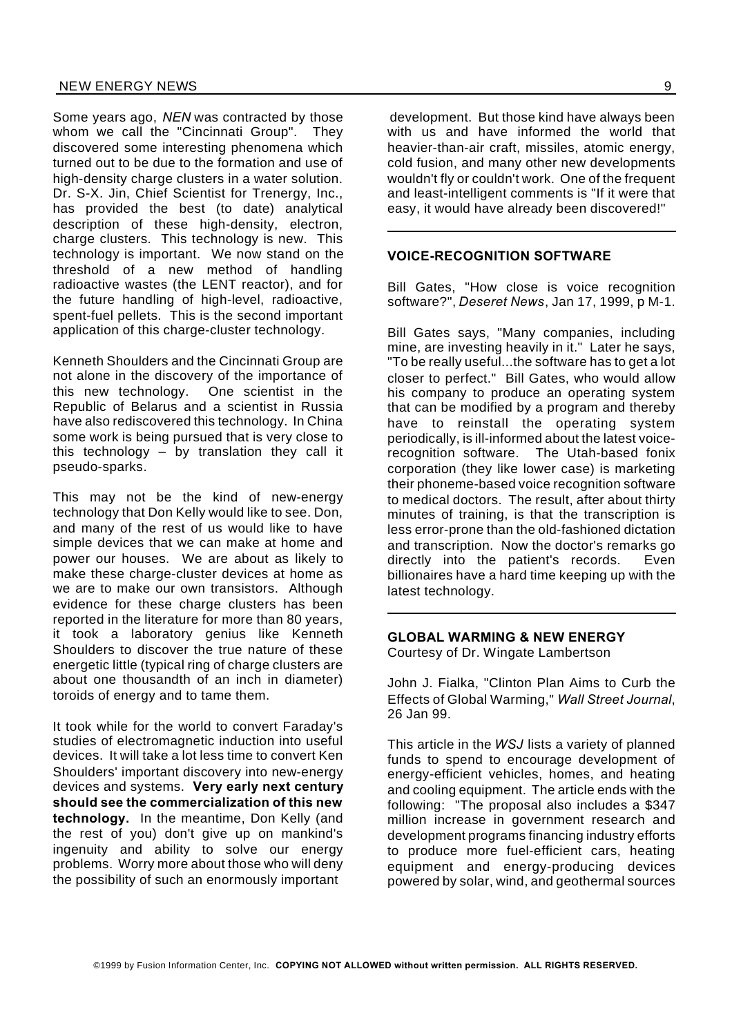Some years ago, *NEN* was contracted by those whom we call the "Cincinnati Group". They discovered some interesting phenomena which turned out to be due to the formation and use of high-density charge clusters in a water solution. Dr. S-X. Jin, Chief Scientist for Trenergy, Inc., has provided the best (to date) analytical description of these high-density, electron, charge clusters. This technology is new. This technology is important. We now stand on the threshold of a new method of handling radioactive wastes (the LENT reactor), and for the future handling of high-level, radioactive, spent-fuel pellets. This is the second important application of this charge-cluster technology.

Kenneth Shoulders and the Cincinnati Group are not alone in the discovery of the importance of this new technology. One scientist in the Republic of Belarus and a scientist in Russia have also rediscovered this technology. In China some work is being pursued that is very close to this technology – by translation they call it pseudo-sparks.

This may not be the kind of new-energy technology that Don Kelly would like to see. Don, and many of the rest of us would like to have simple devices that we can make at home and power our houses. We are about as likely to make these charge-cluster devices at home as we are to make our own transistors. Although evidence for these charge clusters has been reported in the literature for more than 80 years, it took a laboratory genius like Kenneth Shoulders to discover the true nature of these energetic little (typical ring of charge clusters are about one thousandth of an inch in diameter) toroids of energy and to tame them.

It took while for the world to convert Faraday's studies of electromagnetic induction into useful devices. It will take a lot less time to convert Ken Shoulders' important discovery into new-energy devices and systems. **Very early next century should see the commercialization of this new technology.** In the meantime, Don Kelly (and the rest of you) don't give up on mankind's ingenuity and ability to solve our energy problems. Worry more about those who will deny the possibility of such an enormously important development. But those kind have always been with us and have informed the world that heavier-than-air craft, missiles, atomic energy, cold fusion, and many other new developments wouldn't fly or couldn't work. One of the frequent and least-intelligent comments is "If it were that easy, it would have already been discovered!"

---

**VOICE-RECOGNITION SOFTWARE**

Bill Gates, "How close is voice recognition software?", *Deseret News*, Jan 17, 1999, p M-1.

Bill Gates says, "Many companies, including mine, are investing heavily in it." Later he says, "To be really useful...the software has to get a lot closer to perfect." Bill Gates, who would allow his company to produce an operating system that can be modified by a program and thereby have to reinstall the operating system periodically, is ill-informed about the latest voice-recognition software. The Utah-based fonix corporation (they like lower case) is marketing their phoneme-based voice recognition software to medical doctors. The result, after about thirty minutes of training, is that the transcription is less error-prone than the old-fashioned dictation and transcription. Now the doctor's remarks go directly into the patient's records. Even billionaires have a hard time keeping up with the latest technology.

---

**GLOBAL WARMING & NEW ENERGY**
Courtesy of Dr. Wingate Lambertson

John J. Fialka, "Clinton Plan Aims to Curb the Effects of Global Warming," *Wall Street Journal*, 26 Jan 99.

This article in the *WSJ* lists a variety of planned funds to spend to encourage development of energy-efficient vehicles, homes, and heating and cooling equipment. The article ends with the following: "The proposal also includes a $347 million increase in government research and development programs financing industry efforts to produce more fuel-efficient cars, heating equipment and energy-producing devices powered by solar, wind, and geothermal sources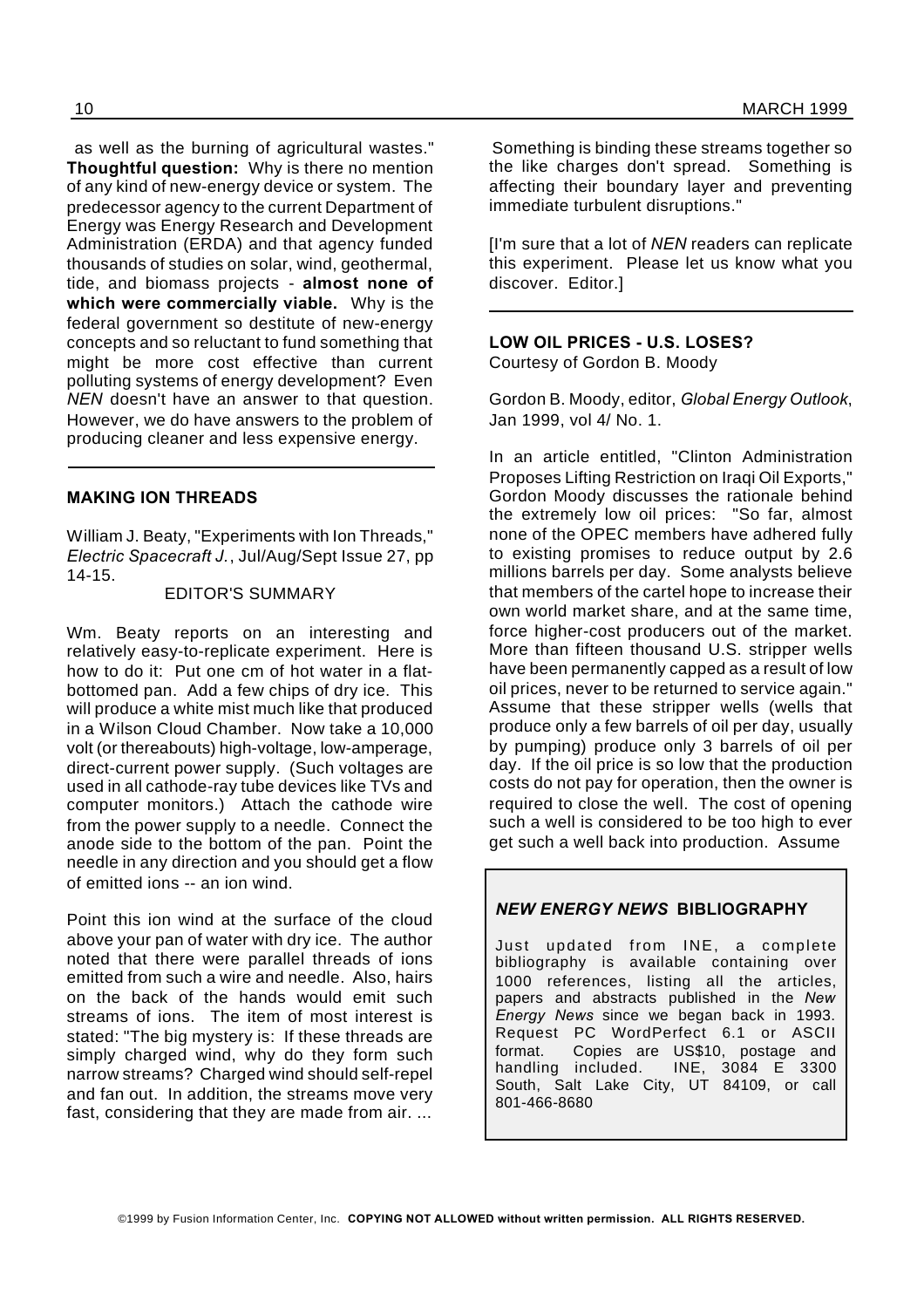as well as the burning of agricultural wastes." **Thoughtful question:** Why is there no mention of any kind of new-energy device or system. The predecessor agency to the current Department of Energy was Energy Research and Development Administration (ERDA) and that agency funded thousands of studies on solar, wind, geothermal, tide, and biomass projects - **almost none of which were commercially viable.** Why is the federal government so destitute of new-energy concepts and so reluctant to fund something that might be more cost effective than current polluting systems of energy development? Even *NEN* doesn't have an answer to that question. However, we do have answers to the problem of producing cleaner and less expensive energy.

---

### MAKING ION THREADS

William J. Beaty, "Experiments with Ion Threads," *Electric Spacecraft J.*, Jul/Aug/Sept Issue 27, pp 14-15.

EDITOR'S SUMMARY

Wm. Beaty reports on an interesting and relatively easy-to-replicate experiment. Here is how to do it: Put one cm of hot water in a flat-bottomed pan. Add a few chips of dry ice. This will produce a white mist much like that produced in a Wilson Cloud Chamber. Now take a 10,000 volt (or thereabouts) high-voltage, low-amperage, direct-current power supply. (Such voltages are used in all cathode-ray tube devices like TVs and computer monitors.) Attach the cathode wire from the power supply to a needle. Connect the anode side to the bottom of the pan. Point the needle in any direction and you should get a flow of emitted ions -- an ion wind.

Point this ion wind at the surface of the cloud above your pan of water with dry ice. The author noted that there were parallel threads of ions emitted from such a wire and needle. Also, hairs on the back of the hands would emit such streams of ions. The item of most interest is stated: "The big mystery is: If these threads are simply charged wind, why do they form such narrow streams? Charged wind should self-repel and fan out. In addition, the streams move very fast, considering that they are made from air. ... Something is binding these streams together so the like charges don't spread. Something is affecting their boundary layer and preventing immediate turbulent disruptions."

[I'm sure that a lot of *NEN* readers can replicate this experiment. Please let us know what you discover. Editor.]

---

### LOW OIL PRICES - U.S. LOSES?

Courtesy of Gordon B. Moody

Gordon B. Moody, editor, *Global Energy Outlook*, Jan 1999, vol 4/ No. 1.

In an article entitled, "Clinton Administration Proposes Lifting Restriction on Iraqi Oil Exports," Gordon Moody discusses the rationale behind the extremely low oil prices: "So far, almost none of the OPEC members have adhered fully to existing promises to reduce output by 2.6 millions barrels per day. Some analysts believe that members of the cartel hope to increase their own world market share, and at the same time, force higher-cost producers out of the market. More than fifteen thousand U.S. stripper wells have been permanently capped as a result of low oil prices, never to be returned to service again." Assume that these stripper wells (wells that produce only a few barrels of oil per day, usually by pumping) produce only 3 barrels of oil per day. If the oil price is so low that the production costs do not pay for operation, then the owner is required to close the well. The cost of opening such a well is considered to be too high to ever get such a well back into production. Assume

---

**_NEW ENERGY NEWS_ BIBLIOGRAPHY**

Just updated from INE, a complete bibliography is available containing over 1000 references, listing all the articles, papers and abstracts published in the *New Energy News* since we began back in 1993. Request PC WordPerfect 6.1 or ASCII format. Copies are US$10, postage and handling included. INE, 3084 E 3300 South, Salt Lake City, UT 84109, or call 801-466-8680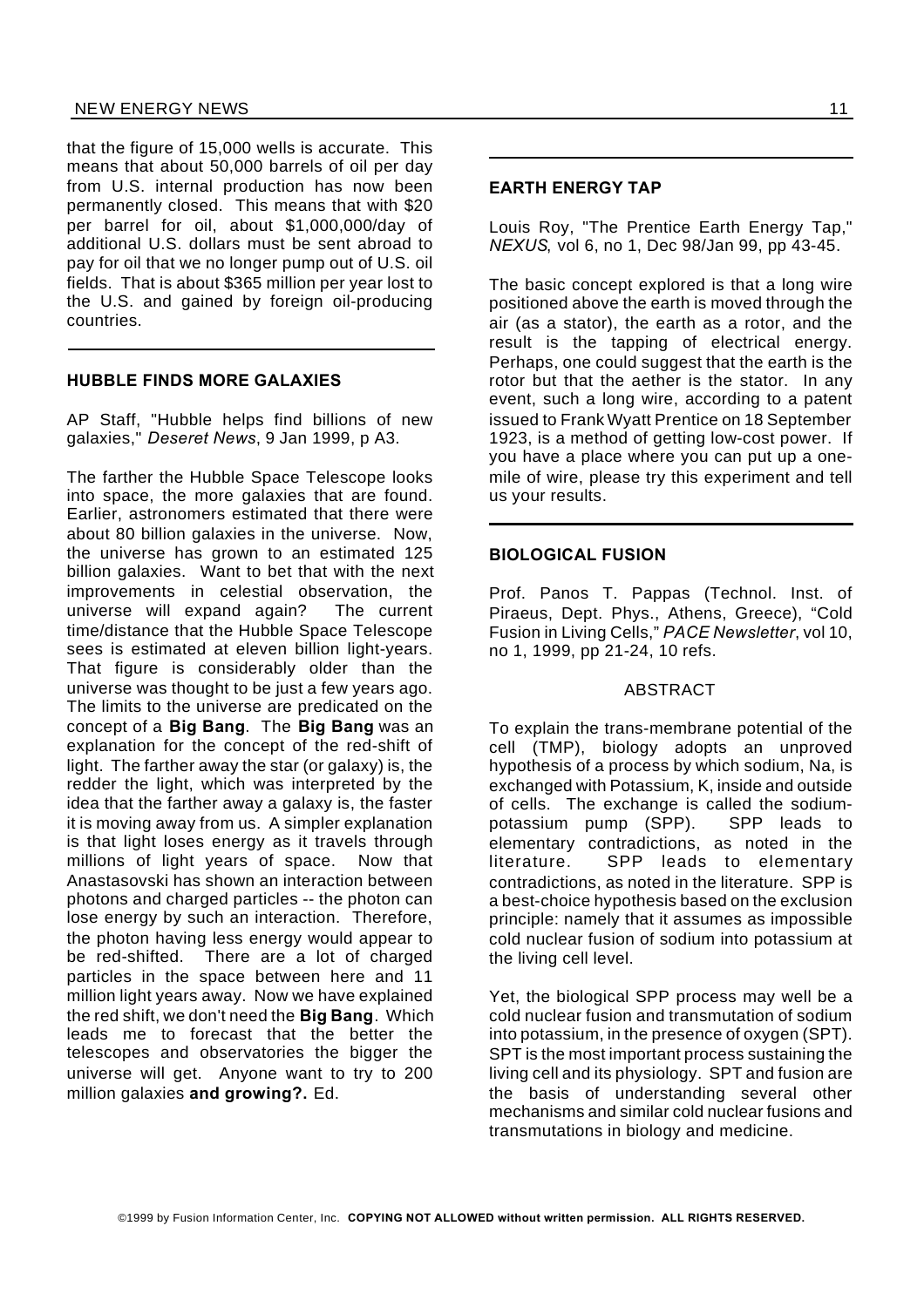that the figure of 15,000 wells is accurate. This means that about 50,000 barrels of oil per day from U.S. internal production has now been permanently closed. This means that with $20 per barrel for oil, about $1,000,000/day of additional U.S. dollars must be sent abroad to pay for oil that we no longer pump out of U.S. oil fields. That is about $365 million per year lost to the U.S. and gained by foreign oil-producing countries.

## HUBBLE FINDS MORE GALAXIES

AP Staff, "Hubble helps find billions of new galaxies," *Deseret News*, 9 Jan 1999, p A3.

The farther the Hubble Space Telescope looks into space, the more galaxies that are found. Earlier, astronomers estimated that there were about 80 billion galaxies in the universe. Now, the universe has grown to an estimated 125 billion galaxies. Want to bet that with the next improvements in celestial observation, the universe will expand again? The current time/distance that the Hubble Space Telescope sees is estimated at eleven billion light-years. That figure is considerably older than the universe was thought to be just a few years ago. The limits to the universe are predicated on the concept of a **Big Bang**. The **Big Bang** was an explanation for the concept of the red-shift of light. The farther away the star (or galaxy) is, the redder the light, which was interpreted by the idea that the farther away a galaxy is, the faster it is moving away from us. A simpler explanation is that light loses energy as it travels through millions of light years of space. Now that Anastasovski has shown an interaction between photons and charged particles -- the photon can lose energy by such an interaction. Therefore, the photon having less energy would appear to be red-shifted. There are a lot of charged particles in the space between here and 11 million light years away. Now we have explained the red shift, we don't need the **Big Bang**. Which leads me to forecast that the better the telescopes and observatories the bigger the universe will get. Anyone want to try to 200 million galaxies **and growing?.** Ed.

## EARTH ENERGY TAP

Louis Roy, "The Prentice Earth Energy Tap," *NEXUS*, vol 6, no 1, Dec 98/Jan 99, pp 43-45.

The basic concept explored is that a long wire positioned above the earth is moved through the air (as a stator), the earth as a rotor, and the result is the tapping of electrical energy. Perhaps, one could suggest that the earth is the rotor but that the aether is the stator. In any event, such a long wire, according to a patent issued to Frank Wyatt Prentice on 18 September 1923, is a method of getting low-cost power. If you have a place where you can put up a one-mile of wire, please try this experiment and tell us your results.

## BIOLOGICAL FUSION

Prof. Panos T. Pappas (Technol. Inst. of Piraeus, Dept. Phys., Athens, Greece), "Cold Fusion in Living Cells," *PACE Newsletter*, vol 10, no 1, 1999, pp 21-24, 10 refs.

ABSTRACT

To explain the trans-membrane potential of the cell (TMP), biology adopts an unproved hypothesis of a process by which sodium, Na, is exchanged with Potassium, K, inside and outside of cells. The exchange is called the sodium-potassium pump (SPP). SPP leads to elementary contradictions, as noted in the literature. SPP leads to elementary contradictions, as noted in the literature. SPP is a best-choice hypothesis based on the exclusion principle: namely that it assumes as impossible cold nuclear fusion of sodium into potassium at the living cell level.

Yet, the biological SPP process may well be a cold nuclear fusion and transmutation of sodium into potassium, in the presence of oxygen (SPT). SPT is the most important process sustaining the living cell and its physiology. SPT and fusion are the basis of understanding several other mechanisms and similar cold nuclear fusions and transmutations in biology and medicine.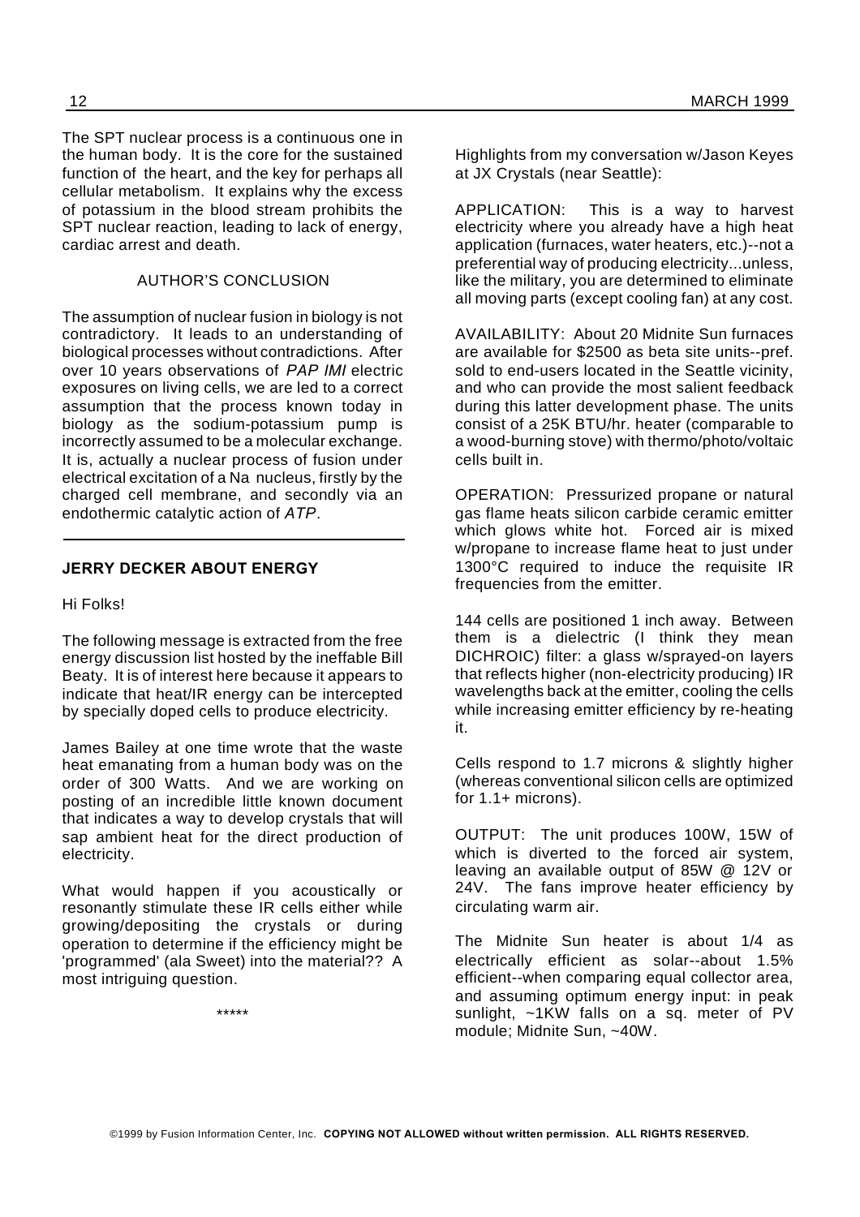The SPT nuclear process is a continuous one in the human body. It is the core for the sustained function of the heart, and the key for perhaps all cellular metabolism. It explains why the excess of potassium in the blood stream prohibits the SPT nuclear reaction, leading to lack of energy, cardiac arrest and death.

AUTHOR'S CONCLUSION

The assumption of nuclear fusion in biology is not contradictory. It leads to an understanding of biological processes without contradictions. After over 10 years observations of *PAP IMI* electric exposures on living cells, we are led to a correct assumption that the process known today in biology as the sodium-potassium pump is incorrectly assumed to be a molecular exchange. It is, actually a nuclear process of fusion under electrical excitation of a Na nucleus, firstly by the charged cell membrane, and secondly via an endothermic catalytic action of *ATP*.

---

### JERRY DECKER ABOUT ENERGY

Hi Folks!

The following message is extracted from the free energy discussion list hosted by the ineffable Bill Beaty. It is of interest here because it appears to indicate that heat/IR energy can be intercepted by specially doped cells to produce electricity.

James Bailey at one time wrote that the waste heat emanating from a human body was on the order of 300 Watts. And we are working on posting of an incredible little known document that indicates a way to develop crystals that will sap ambient heat for the direct production of electricity.

What would happen if you acoustically or resonantly stimulate these IR cells either while growing/depositing the crystals or during operation to determine if the efficiency might be 'programmed' (ala Sweet) into the material?? A most intriguing question.

*****

Highlights from my conversation w/Jason Keyes at JX Crystals (near Seattle):

APPLICATION: This is a way to harvest electricity where you already have a high heat application (furnaces, water heaters, etc.)--not a preferential way of producing electricity...unless, like the military, you are determined to eliminate all moving parts (except cooling fan) at any cost.

AVAILABILITY: About 20 Midnite Sun furnaces are available for $2500 as beta site units--pref. sold to end-users located in the Seattle vicinity, and who can provide the most salient feedback during this latter development phase. The units consist of a 25K BTU/hr. heater (comparable to a wood-burning stove) with thermo/photo/voltaic cells built in.

OPERATION: Pressurized propane or natural gas flame heats silicon carbide ceramic emitter which glows white hot. Forced air is mixed w/propane to increase flame heat to just under 1300°C required to induce the requisite IR frequencies from the emitter.

144 cells are positioned 1 inch away. Between them is a dielectric (I think they mean DICHROIC) filter: a glass w/sprayed-on layers that reflects higher (non-electricity producing) IR wavelengths back at the emitter, cooling the cells while increasing emitter efficiency by re-heating it.

Cells respond to 1.7 microns & slightly higher (whereas conventional silicon cells are optimized for 1.1+ microns).

OUTPUT: The unit produces 100W, 15W of which is diverted to the forced air system, leaving an available output of 85W @ 12V or 24V. The fans improve heater efficiency by circulating warm air.

The Midnite Sun heater is about 1/4 as electrically efficient as solar--about 1.5% efficient--when comparing equal collector area, and assuming optimum energy input: in peak sunlight, ~1KW falls on a sq. meter of PV module; Midnite Sun, ~40W.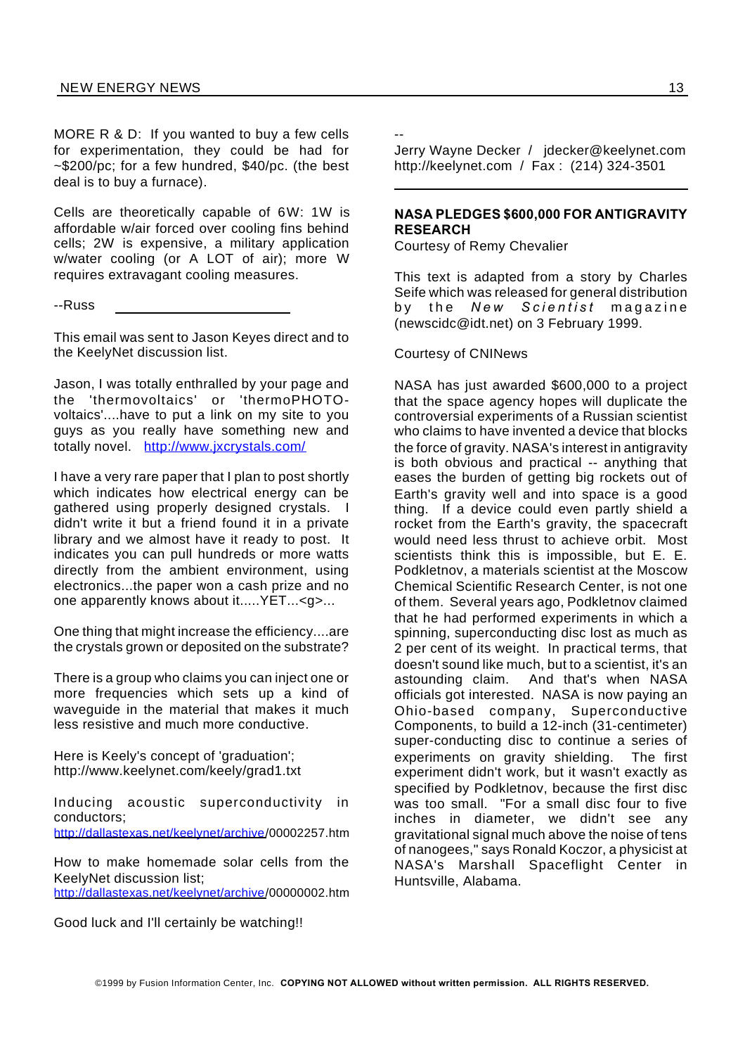MORE R & D: If you wanted to buy a few cells for experimentation, they could be had for ~$200/pc; for a few hundred, $40/pc. (the best deal is to buy a furnace).

Cells are theoretically capable of 6W: 1W is affordable w/air forced over cooling fins behind cells; 2W is expensive, a military application w/water cooling (or A LOT of air); more W requires extravagant cooling measures.

--Russ

---

This email was sent to Jason Keyes direct and to the KeelyNet discussion list.

Jason, I was totally enthralled by your page and the 'thermovoltaics' or 'thermoPHOTO-voltaics'....have to put a link on my site to you guys as you really have something new and totally novel. http://www.jxcrystals.com/

I have a very rare paper that I plan to post shortly which indicates how electrical energy can be gathered using properly designed crystals. I didn't write it but a friend found it in a private library and we almost have it ready to post. It indicates you can pull hundreds or more watts directly from the ambient environment, using electronics...the paper won a cash prize and no one apparently knows about it.....YET...<g>...

One thing that might increase the efficiency....are the crystals grown or deposited on the substrate?

There is a group who claims you can inject one or more frequencies which sets up a kind of waveguide in the material that makes it much less resistive and much more conductive.

Here is Keely's concept of 'graduation';
http://www.keelynet.com/keely/grad1.txt

Inducing acoustic superconductivity in conductors;
http://dallastexas.net/keelynet/archive/00002257.htm

How to make homemade solar cells from the KeelyNet discussion list;
http://dallastexas.net/keelynet/archive/00000002.htm

Good luck and I'll certainly be watching!!

--
Jerry Wayne Decker / jdecker@keelynet.com
http://keelynet.com / Fax : (214) 324-3501

---

**NASA PLEDGES $600,000 FOR ANTIGRAVITY RESEARCH**
Courtesy of Remy Chevalier

This text is adapted from a story by Charles Seife which was released for general distribution by the *New Scientist* magazine (newscidc@idt.net) on 3 February 1999.

Courtesy of CNINews

NASA has just awarded $600,000 to a project that the space agency hopes will duplicate the controversial experiments of a Russian scientist who claims to have invented a device that blocks the force of gravity. NASA's interest in antigravity is both obvious and practical -- anything that eases the burden of getting big rockets out of Earth's gravity well and into space is a good thing. If a device could even partly shield a rocket from the Earth's gravity, the spacecraft would need less thrust to achieve orbit. Most scientists think this is impossible, but E. E. Podkletnov, a materials scientist at the Moscow Chemical Scientific Research Center, is not one of them. Several years ago, Podkletnov claimed that he had performed experiments in which a spinning, superconducting disc lost as much as 2 per cent of its weight. In practical terms, that doesn't sound like much, but to a scientist, it's an astounding claim. And that's when NASA officials got interested. NASA is now paying an Ohio-based company, Superconductive Components, to build a 12-inch (31-centimeter) super-conducting disc to continue a series of experiments on gravity shielding. The first experiment didn't work, but it wasn't exactly as specified by Podkletnov, because the first disc was too small. "For a small disc four to five inches in diameter, we didn't see any gravitational signal much above the noise of tens of nanogees," says Ronald Koczor, a physicist at NASA's Marshall Spaceflight Center in Huntsville, Alabama.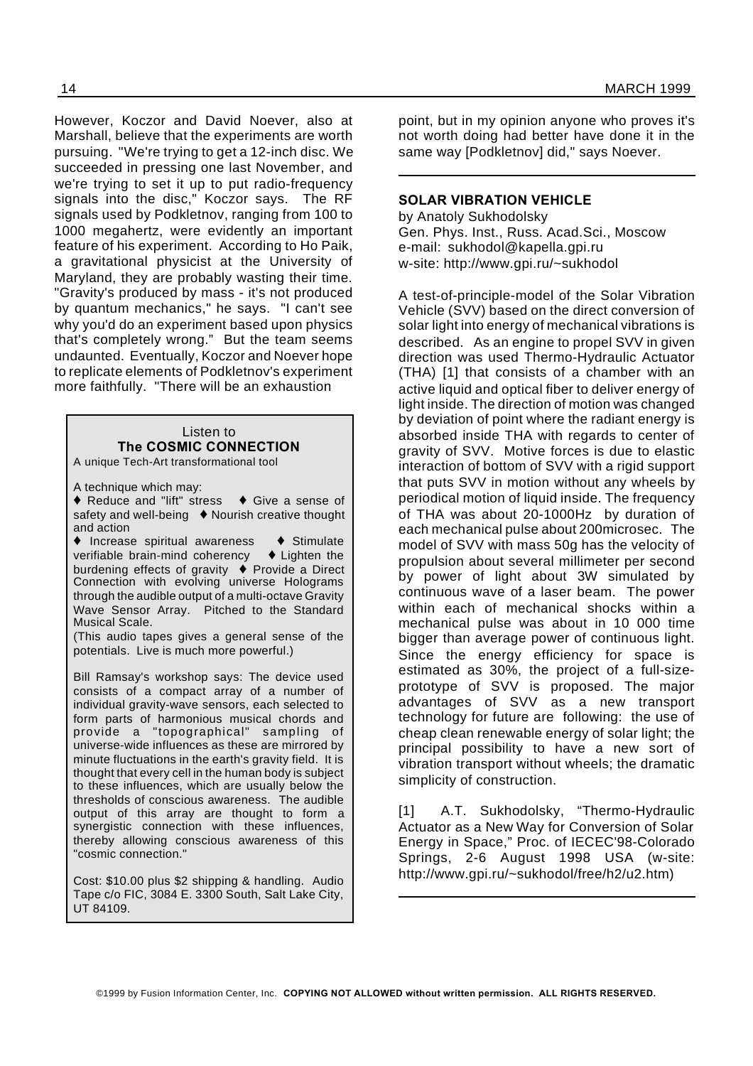However, Koczor and David Noever, also at Marshall, believe that the experiments are worth pursuing. "We're trying to get a 12-inch disc. We succeeded in pressing one last November, and we're trying to set it up to put radio-frequency signals into the disc," Koczor says. The RF signals used by Podkletnov, ranging from 100 to 1000 megahertz, were evidently an important feature of his experiment. According to Ho Paik, a gravitational physicist at the University of Maryland, they are probably wasting their time. "Gravity's produced by mass - it's not produced by quantum mechanics," he says. "I can't see why you'd do an experiment based upon physics that's completely wrong." But the team seems undaunted. Eventually, Koczor and Noever hope to replicate elements of Podkletnov's experiment more faithfully. "There will be an exhaustion point, but in my opinion anyone who proves it's not worth doing had better have done it in the same way [Podkletnov] did," says Noever.

---

Listen to
**The COSMIC CONNECTION**
A unique Tech-Art transformational tool

A technique which may:
♦ Reduce and "lift" stress ♦ Give a sense of safety and well-being ♦ Nourish creative thought and action
♦ Increase spiritual awareness ♦ Stimulate verifiable brain-mind coherency ♦ Lighten the burdening effects of gravity ♦ Provide a Direct Connection with evolving universe Holograms through the audible output of a multi-octave Gravity Wave Sensor Array. Pitched to the Standard Musical Scale.
(This audio tapes gives a general sense of the potentials. Live is much more powerful.)

Bill Ramsay's workshop says: The device used consists of a compact array of a number of individual gravity-wave sensors, each selected to form parts of harmonious musical chords and provide a "topographical" sampling of universe-wide influences as these are mirrored by minute fluctuations in the earth's gravity field. It is thought that every cell in the human body is subject to these influences, which are usually below the thresholds of conscious awareness. The audible output of this array are thought to form a synergistic connection with these influences, thereby allowing conscious awareness of this "cosmic connection."

Cost: $10.00 plus $2 shipping & handling. Audio Tape c/o FIC, 3084 E. 3300 South, Salt Lake City, UT 84109.

---

## SOLAR VIBRATION VEHICLE

by Anatoly Sukhodolsky
Gen. Phys. Inst., Russ. Acad.Sci., Moscow
e-mail: sukhodol@kapella.gpi.ru
w-site: http://www.gpi.ru/~sukhodol

A test-of-principle-model of the Solar Vibration Vehicle (SVV) based on the direct conversion of solar light into energy of mechanical vibrations is described. As an engine to propel SVV in given direction was used Thermo-Hydraulic Actuator (THA) [1] that consists of a chamber with an active liquid and optical fiber to deliver energy of light inside. The direction of motion was changed by deviation of point where the radiant energy is absorbed inside THA with regards to center of gravity of SVV. Motive forces is due to elastic interaction of bottom of SVV with a rigid support that puts SVV in motion without any wheels by periodical motion of liquid inside. The frequency of THA was about 20-1000Hz by duration of each mechanical pulse about 200microsec. The model of SVV with mass 50g has the velocity of propulsion about several millimeter per second by power of light about 3W simulated by continuous wave of a laser beam. The power within each of mechanical shocks within a mechanical pulse was about in 10 000 time bigger than average power of continuous light. Since the energy efficiency for space is estimated as 30%, the project of a full-size-prototype of SVV is proposed. The major advantages of SVV as a new transport technology for future are following: the use of cheap clean renewable energy of solar light; the principal possibility to have a new sort of vibration transport without wheels; the dramatic simplicity of construction.

[1] A.T. Sukhodolsky, "Thermo-Hydraulic Actuator as a New Way for Conversion of Solar Energy in Space," Proc. of IECEC'98-Colorado Springs, 2-6 August 1998 USA (w-site: http://www.gpi.ru/~sukhodol/free/h2/u2.htm)

©1999 by Fusion Information Center, Inc. **COPYING NOT ALLOWED without written permission. ALL RIGHTS RESERVED.**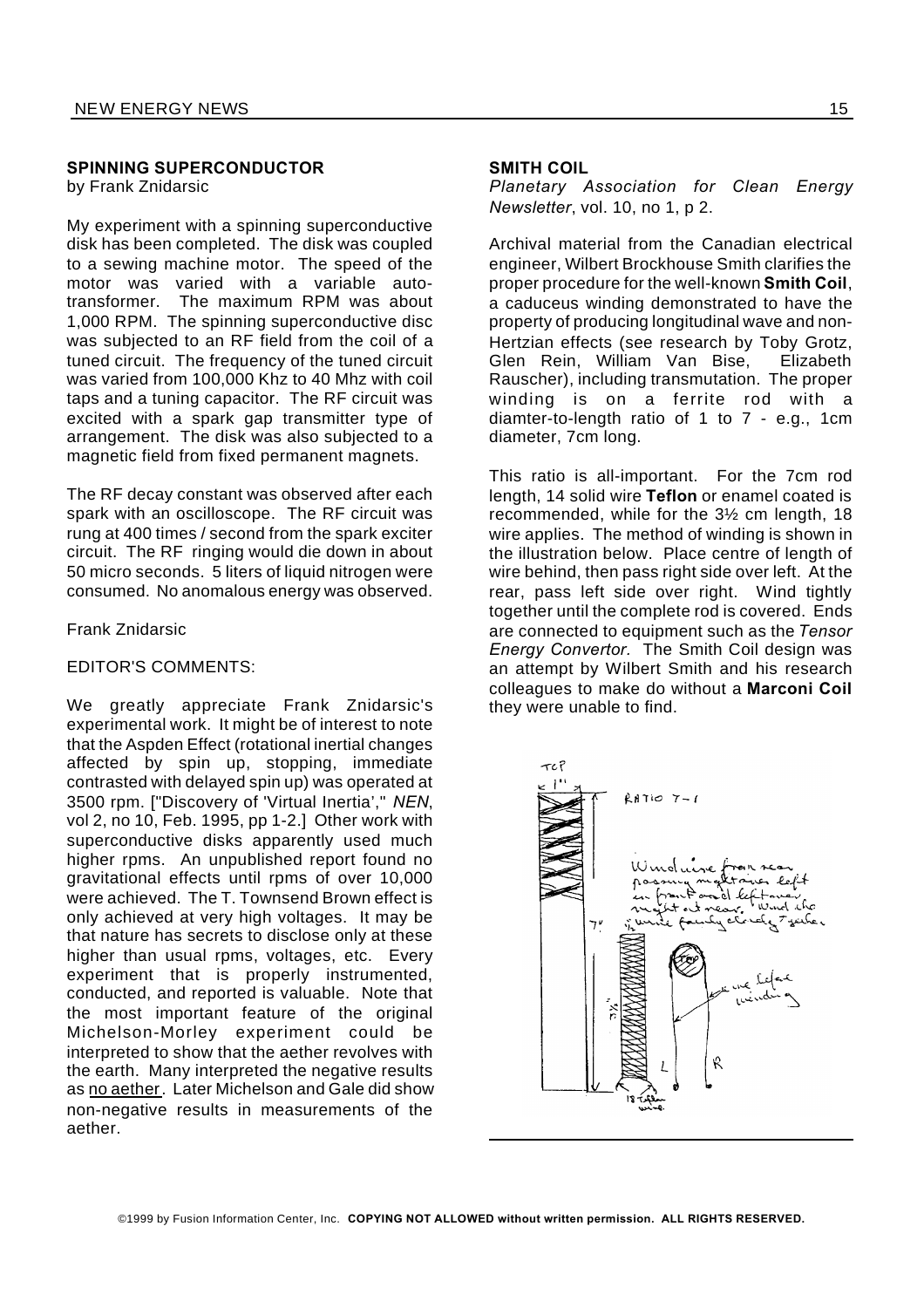## SPINNING SUPERCONDUCTOR

by Frank Znidarsic

My experiment with a spinning superconductive disk has been completed. The disk was coupled to a sewing machine motor. The speed of the motor was varied with a variable auto-transformer. The maximum RPM was about 1,000 RPM. The spinning superconductive disc was subjected to an RF field from the coil of a tuned circuit. The frequency of the tuned circuit was varied from 100,000 Khz to 40 Mhz with coil taps and a tuning capacitor. The RF circuit was excited with a spark gap transmitter type of arrangement. The disk was also subjected to a magnetic field from fixed permanent magnets.

The RF decay constant was observed after each spark with an oscilloscope. The RF circuit was rung at 400 times / second from the spark exciter circuit. The RF ringing would die down in about 50 micro seconds. 5 liters of liquid nitrogen were consumed. No anomalous energy was observed.

Frank Znidarsic

EDITOR'S COMMENTS:

We greatly appreciate Frank Znidarsic's experimental work. It might be of interest to note that the Aspden Effect (rotational inertial changes affected by spin up, stopping, immediate contrasted with delayed spin up) was operated at 3500 rpm. ["Discovery of 'Virtual Inertia'," *NEN*, vol 2, no 10, Feb. 1995, pp 1-2.] Other work with superconductive disks apparently used much higher rpms. An unpublished report found no gravitational effects until rpms of over 10,000 were achieved. The T. Townsend Brown effect is only achieved at very high voltages. It may be that nature has secrets to disclose only at these higher than usual rpms, voltages, etc. Every experiment that is properly instrumented, conducted, and reported is valuable. Note that the most important feature of the original Michelson-Morley experiment could be interpreted to show that the aether revolves with the earth. Many interpreted the negative results as no aether. Later Michelson and Gale did show non-negative results in measurements of the aether.

## SMITH COIL

*Planetary Association for Clean Energy Newsletter*, vol. 10, no 1, p 2.

Archival material from the Canadian electrical engineer, Wilbert Brockhouse Smith clarifies the proper procedure for the well-known **Smith Coil**, a caduceus winding demonstrated to have the property of producing longitudinal wave and non-Hertzian effects (see research by Toby Grotz, Glen Rein, William Van Bise, Elizabeth Rauscher), including transmutation. The proper winding is on a ferrite rod with a diamter-to-length ratio of 1 to 7 - e.g., 1cm diameter, 7cm long.

This ratio is all-important. For the 7cm rod length, 14 solid wire **Teflon** or enamel coated is recommended, while for the 3½ cm length, 18 wire applies. The method of winding is shown in the illustration below. Place centre of length of wire behind, then pass right side over left. At the rear, pass left side over right. Wind tightly together until the complete rod is covered. Ends are connected to equipment such as the *Tensor Energy Convertor.* The Smith Coil design was an attempt by Wilbert Smith and his research colleagues to make do without a **Marconi Coil** they were unable to find.

TOP
1"
RATIO 7–1
Wind wire from rear passing right over left in front and left over right at rear. Wind the wire fairly closely together
7"
3½"
TOP
wire before winding
L R
18 Teflon wire.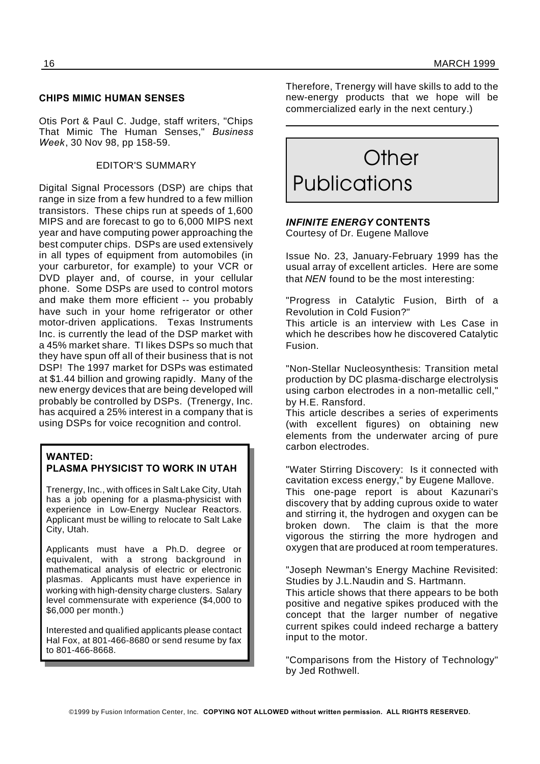### CHIPS MIMIC HUMAN SENSES

Otis Port & Paul C. Judge, staff writers, "Chips That Mimic The Human Senses," *Business Week*, 30 Nov 98, pp 158-59.

EDITOR'S SUMMARY

Digital Signal Processors (DSP) are chips that range in size from a few hundred to a few million transistors. These chips run at speeds of 1,600 MIPS and are forecast to go to 6,000 MIPS next year and have computing power approaching the best computer chips. DSPs are used extensively in all types of equipment from automobiles (in your carburetor, for example) to your VCR or DVD player and, of course, in your cellular phone. Some DSPs are used to control motors and make them more efficient -- you probably have such in your home refrigerator or other motor-driven applications. Texas Instruments Inc. is currently the lead of the DSP market with a 45% market share. TI likes DSPs so much that they have spun off all of their business that is not DSP! The 1997 market for DSPs was estimated at $1.44 billion and growing rapidly. Many of the new energy devices that are being developed will probably be controlled by DSPs. (Trenergy, Inc. has acquired a 25% interest in a company that is using DSPs for voice recognition and control. Therefore, Trenergy will have skills to add to the new-energy products that we hope will be commercialized early in the next century.)

### WANTED: PLASMA PHYSICIST TO WORK IN UTAH

Trenergy, Inc., with offices in Salt Lake City, Utah has a job opening for a plasma-physicist with experience in Low-Energy Nuclear Reactors. Applicant must be willing to relocate to Salt Lake City, Utah.

Applicants must have a Ph.D. degree or equivalent, with a strong background in mathematical analysis of electric or electronic plasmas. Applicants must have experience in working with high-density charge clusters. Salary level commensurate with experience ($4,000 to $6,000 per month.)

Interested and qualified applicants please contact Hal Fox, at 801-466-8680 or send resume by fax to 801-466-8668.

# Other Publications

### *INFINITE ENERGY* CONTENTS

Courtesy of Dr. Eugene Mallove

Issue No. 23, January-February 1999 has the usual array of excellent articles. Here are some that *NEN* found to be the most interesting:

"Progress in Catalytic Fusion, Birth of a Revolution in Cold Fusion?"
This article is an interview with Les Case in which he describes how he discovered Catalytic Fusion.

"Non-Stellar Nucleosynthesis: Transition metal production by DC plasma-discharge electrolysis using carbon electrodes in a non-metallic cell," by H.E. Ransford.
This article describes a series of experiments (with excellent figures) on obtaining new elements from the underwater arcing of pure carbon electrodes.

"Water Stirring Discovery: Is it connected with cavitation excess energy," by Eugene Mallove.
This one-page report is about Kazunari's discovery that by adding cuprous oxide to water and stirring it, the hydrogen and oxygen can be broken down. The claim is that the more vigorous the stirring the more hydrogen and oxygen that are produced at room temperatures.

"Joseph Newman's Energy Machine Revisited: Studies by J.L.Naudin and S. Hartmann.
This article shows that there appears to be both positive and negative spikes produced with the concept that the larger number of negative current spikes could indeed recharge a battery input to the motor.

"Comparisons from the History of Technology" by Jed Rothwell.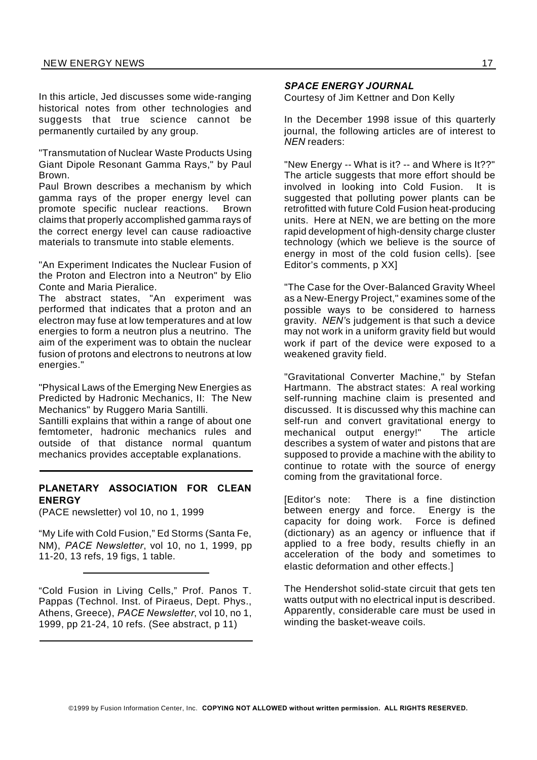In this article, Jed discusses some wide-ranging historical notes from other technologies and suggests that true science cannot be permanently curtailed by any group.

"Transmutation of Nuclear Waste Products Using Giant Dipole Resonant Gamma Rays," by Paul Brown.
Paul Brown describes a mechanism by which gamma rays of the proper energy level can promote specific nuclear reactions. Brown claims that properly accomplished gamma rays of the correct energy level can cause radioactive materials to transmute into stable elements.

"An Experiment Indicates the Nuclear Fusion of the Proton and Electron into a Neutron" by Elio Conte and Maria Pieralice.
The abstract states, "An experiment was performed that indicates that a proton and an electron may fuse at low temperatures and at low energies to form a neutron plus a neutrino. The aim of the experiment was to obtain the nuclear fusion of protons and electrons to neutrons at low energies."

"Physical Laws of the Emerging New Energies as Predicted by Hadronic Mechanics, II: The New Mechanics" by Ruggero Maria Santilli.
Santilli explains that within a range of about one femtometer, hadronic mechanics rules and outside of that distance normal quantum mechanics provides acceptable explanations.

---

**PLANETARY ASSOCIATION FOR CLEAN ENERGY**
(PACE newsletter) vol 10, no 1, 1999

"My Life with Cold Fusion," Ed Storms (Santa Fe, NM), *PACE Newsletter*, vol 10, no 1, 1999, pp 11-20, 13 refs, 19 figs, 1 table.

---

"Cold Fusion in Living Cells," Prof. Panos T. Pappas (Technol. Inst. of Piraeus, Dept. Phys., Athens, Greece), *PACE Newsletter*, vol 10, no 1, 1999, pp 21-24, 10 refs. (See abstract, p 11)

---

***SPACE ENERGY JOURNAL***
Courtesy of Jim Kettner and Don Kelly

In the December 1998 issue of this quarterly journal, the following articles are of interest to *NEN* readers:

"New Energy -- What is it? -- and Where is It??" The article suggests that more effort should be involved in looking into Cold Fusion. It is suggested that polluting power plants can be retrofitted with future Cold Fusion heat-producing units. Here at NEN, we are betting on the more rapid development of high-density charge cluster technology (which we believe is the source of energy in most of the cold fusion cells). [see Editor's comments, p XX]

"The Case for the Over-Balanced Gravity Wheel as a New-Energy Project," examines some of the possible ways to be considered to harness gravity. *NEN*'s judgement is that such a device may not work in a uniform gravity field but would work if part of the device were exposed to a weakened gravity field.

"Gravitational Converter Machine," by Stefan Hartmann. The abstract states: A real working self-running machine claim is presented and discussed. It is discussed why this machine can self-run and convert gravitational energy to mechanical output energy!" The article describes a system of water and pistons that are supposed to provide a machine with the ability to continue to rotate with the source of energy coming from the gravitational force.

[Editor's note: There is a fine distinction between energy and force. Energy is the capacity for doing work. Force is defined (dictionary) as an agency or influence that if applied to a free body, results chiefly in an acceleration of the body and sometimes to elastic deformation and other effects.]

The Hendershot solid-state circuit that gets ten watts output with no electrical input is described. Apparently, considerable care must be used in winding the basket-weave coils.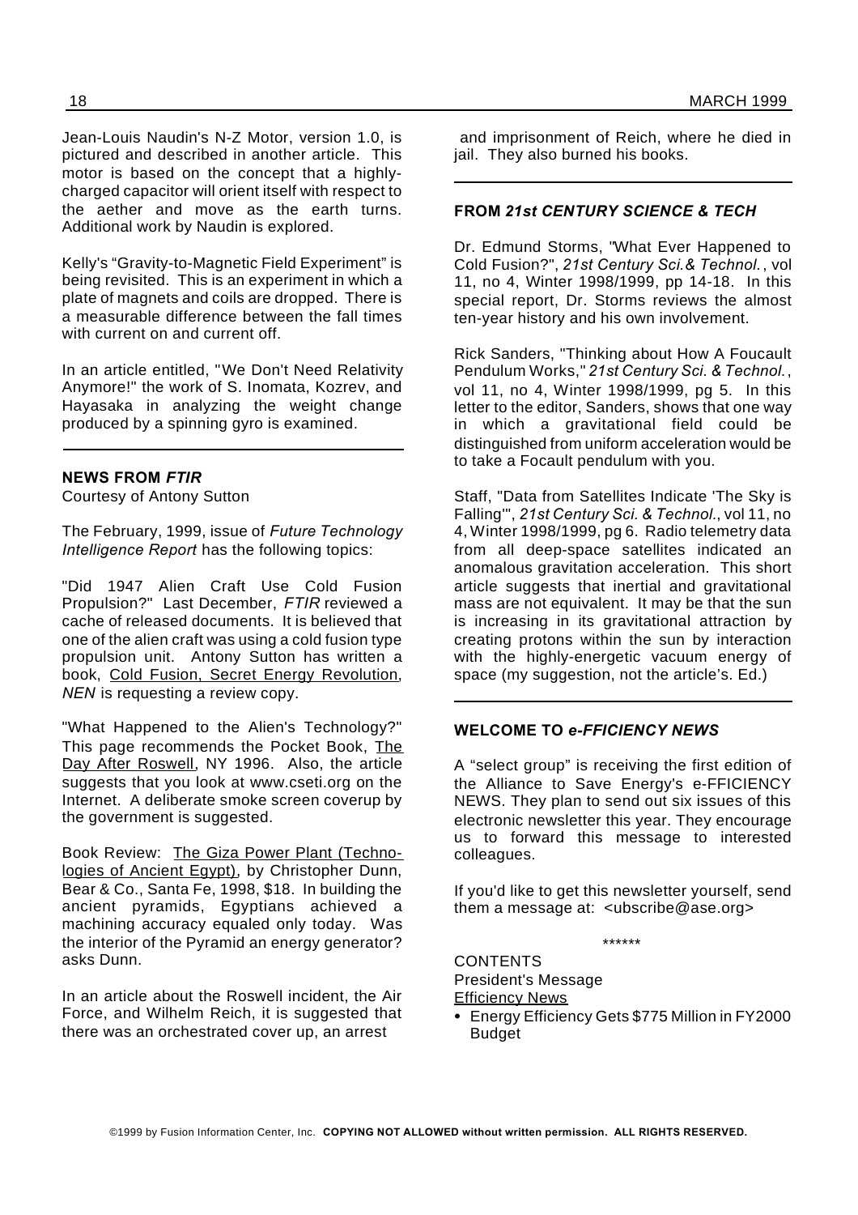Jean-Louis Naudin's N-Z Motor, version 1.0, is pictured and described in another article. This motor is based on the concept that a highly-charged capacitor will orient itself with respect to the aether and move as the earth turns. Additional work by Naudin is explored.

Kelly's "Gravity-to-Magnetic Field Experiment" is being revisited. This is an experiment in which a plate of magnets and coils are dropped. There is a measurable difference between the fall times with current on and current off.

In an article entitled, "We Don't Need Relativity Anymore!" the work of S. Inomata, Kozrev, and Hayasaka in analyzing the weight change produced by a spinning gyro is examined.

---

**NEWS FROM *FTIR***
Courtesy of Antony Sutton

The February, 1999, issue of *Future Technology Intelligence Report* has the following topics:

"Did 1947 Alien Craft Use Cold Fusion Propulsion?" Last December, *FTIR* reviewed a cache of released documents. It is believed that one of the alien craft was using a cold fusion type propulsion unit. Antony Sutton has written a book, Cold Fusion, Secret Energy Revolution, *NEN* is requesting a review copy.

"What Happened to the Alien's Technology?" This page recommends the Pocket Book, The Day After Roswell, NY 1996. Also, the article suggests that you look at www.cseti.org on the Internet. A deliberate smoke screen coverup by the government is suggested.

Book Review: The Giza Power Plant (Technologies of Ancient Egypt), by Christopher Dunn, Bear & Co., Santa Fe, 1998, $18. In building the ancient pyramids, Egyptians achieved a machining accuracy equaled only today. Was the interior of the Pyramid an energy generator? asks Dunn.

In an article about the Roswell incident, the Air Force, and Wilhelm Reich, it is suggested that there was an orchestrated cover up, an arrest and imprisonment of Reich, where he died in jail. They also burned his books.

---

**FROM *21st CENTURY SCIENCE & TECH***

Dr. Edmund Storms, "What Ever Happened to Cold Fusion?", *21st Century Sci.& Technol.*, vol 11, no 4, Winter 1998/1999, pp 14-18. In this special report, Dr. Storms reviews the almost ten-year history and his own involvement.

Rick Sanders, "Thinking about How A Foucault Pendulum Works," *21st Century Sci. & Technol.*, vol 11, no 4, Winter 1998/1999, pg 5. In this letter to the editor, Sanders, shows that one way in which a gravitational field could be distinguished from uniform acceleration would be to take a Focault pendulum with you.

Staff, "Data from Satellites Indicate 'The Sky is Falling'", *21st Century Sci. & Technol.*, vol 11, no 4, Winter 1998/1999, pg 6. Radio telemetry data from all deep-space satellites indicated an anomalous gravitation acceleration. This short article suggests that inertial and gravitational mass are not equivalent. It may be that the sun is increasing in its gravitational attraction by creating protons within the sun by interaction with the highly-energetic vacuum energy of space (my suggestion, not the article's. Ed.)

---

**WELCOME TO *e-FFICIENCY NEWS***

A "select group" is receiving the first edition of the Alliance to Save Energy's e-FFICIENCY NEWS. They plan to send out six issues of this electronic newsletter this year. They encourage us to forward this message to interested colleagues.

If you'd like to get this newsletter yourself, send them a message at: <ubscribe@ase.org>

******

CONTENTS
President's Message
Efficiency News

- Energy Efficiency Gets $775 Million in FY2000 Budget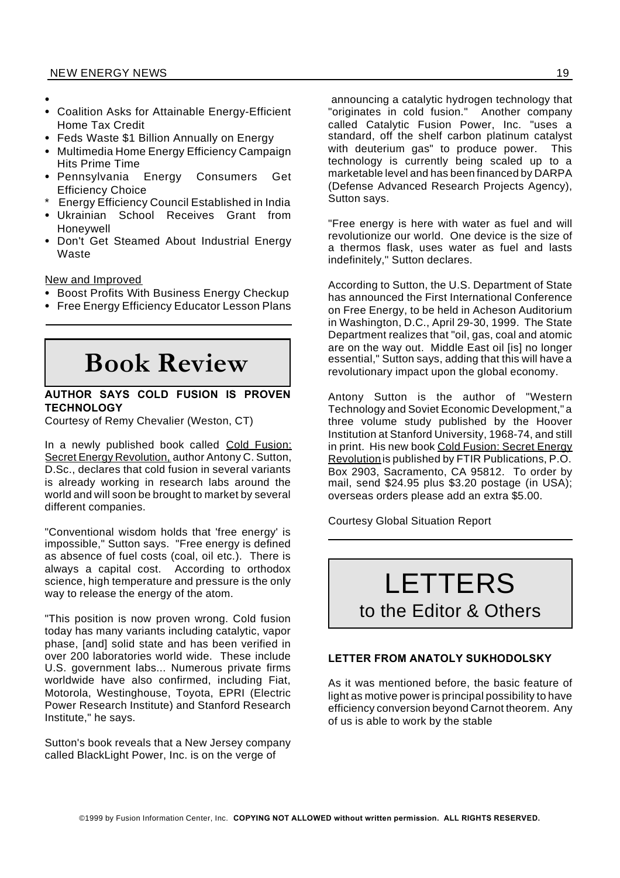- 
- Coalition Asks for Attainable Energy-Efficient Home Tax Credit
- Feds Waste $1 Billion Annually on Energy
- Multimedia Home Energy Efficiency Campaign Hits Prime Time
- Pennsylvania Energy Consumers Get Efficiency Choice
- Energy Efficiency Council Established in India
- Ukrainian School Receives Grant from Honeywell
- Don't Get Steamed About Industrial Energy Waste

New and Improved

- Boost Profits With Business Energy Checkup
- Free Energy Efficiency Educator Lesson Plans

# Book Review

**AUTHOR SAYS COLD FUSION IS PROVEN TECHNOLOGY**

Courtesy of Remy Chevalier (Weston, CT)

In a newly published book called Cold Fusion: Secret Energy Revolution, author Antony C. Sutton, D.Sc., declares that cold fusion in several variants is already working in research labs around the world and will soon be brought to market by several different companies.

"Conventional wisdom holds that 'free energy' is impossible," Sutton says. "Free energy is defined as absence of fuel costs (coal, oil etc.). There is always a capital cost. According to orthodox science, high temperature and pressure is the only way to release the energy of the atom.

"This position is now proven wrong. Cold fusion today has many variants including catalytic, vapor phase, [and] solid state and has been verified in over 200 laboratories world wide. These include U.S. government labs... Numerous private firms worldwide have also confirmed, including Fiat, Motorola, Westinghouse, Toyota, EPRI (Electric Power Research Institute) and Stanford Research Institute," he says.

Sutton's book reveals that a New Jersey company called BlackLight Power, Inc. is on the verge of announcing a catalytic hydrogen technology that "originates in cold fusion." Another company called Catalytic Fusion Power, Inc. "uses a standard, off the shelf carbon platinum catalyst with deuterium gas" to produce power. This technology is currently being scaled up to a marketable level and has been financed by DARPA (Defense Advanced Research Projects Agency), Sutton says.

"Free energy is here with water as fuel and will revolutionize our world. One device is the size of a thermos flask, uses water as fuel and lasts indefinitely," Sutton declares.

According to Sutton, the U.S. Department of State has announced the First International Conference on Free Energy, to be held in Acheson Auditorium in Washington, D.C., April 29-30, 1999. The State Department realizes that "oil, gas, coal and atomic are on the way out. Middle East oil [is] no longer essential," Sutton says, adding that this will have a revolutionary impact upon the global economy.

Antony Sutton is the author of "Western Technology and Soviet Economic Development," a three volume study published by the Hoover Institution at Stanford University, 1968-74, and still in print. His new book Cold Fusion: Secret Energy Revolution is published by FTIR Publications, P.O. Box 2903, Sacramento, CA 95812. To order by mail, send $24.95 plus $3.20 postage (in USA); overseas orders please add an extra $5.00.

Courtesy Global Situation Report

# LETTERS
## to the Editor & Others

**LETTER FROM ANATOLY SUKHODOLSKY**

As it was mentioned before, the basic feature of light as motive power is principal possibility to have efficiency conversion beyond Carnot theorem. Any of us is able to work by the stable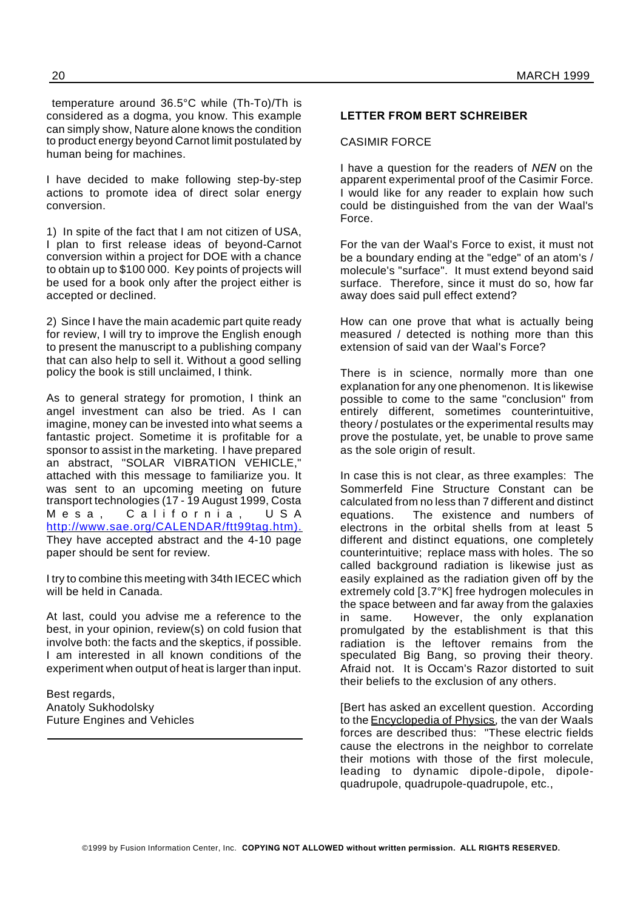temperature around 36.5°C while (Th-To)/Th is considered as a dogma, you know. This example can simply show, Nature alone knows the condition to product energy beyond Carnot limit postulated by human being for machines.

I have decided to make following step-by-step actions to promote idea of direct solar energy conversion.

1) In spite of the fact that I am not citizen of USA, I plan to first release ideas of beyond-Carnot conversion within a project for DOE with a chance to obtain up to $100 000. Key points of projects will be used for a book only after the project either is accepted or declined.

2) Since I have the main academic part quite ready for review, I will try to improve the English enough to present the manuscript to a publishing company that can also help to sell it. Without a good selling policy the book is still unclaimed, I think.

As to general strategy for promotion, I think an angel investment can also be tried. As I can imagine, money can be invested into what seems a fantastic project. Sometime it is profitable for a sponsor to assist in the marketing. I have prepared an abstract, "SOLAR VIBRATION VEHICLE," attached with this message to familiarize you. It was sent to an upcoming meeting on future transport technologies (17 - 19 August 1999, Costa Mesa, California, USA http://www.sae.org/CALENDAR/ftt99tag.htm). They have accepted abstract and the 4-10 page paper should be sent for review.

I try to combine this meeting with 34th IECEC which will be held in Canada.

At last, could you advise me a reference to the best, in your opinion, review(s) on cold fusion that involve both: the facts and the skeptics, if possible. I am interested in all known conditions of the experiment when output of heat is larger than input.

Best regards,
Anatoly Sukhodolsky
Future Engines and Vehicles

---

**LETTER FROM BERT SCHREIBER**

CASIMIR FORCE

I have a question for the readers of *NEN* on the apparent experimental proof of the Casimir Force. I would like for any reader to explain how such could be distinguished from the van der Waal's Force.

For the van der Waal's Force to exist, it must not be a boundary ending at the "edge" of an atom's / molecule's "surface". It must extend beyond said surface. Therefore, since it must do so, how far away does said pull effect extend?

How can one prove that what is actually being measured / detected is nothing more than this extension of said van der Waal's Force?

There is in science, normally more than one explanation for any one phenomenon. It is likewise possible to come to the same "conclusion" from entirely different, sometimes counterintuitive, theory / postulates or the experimental results may prove the postulate, yet, be unable to prove same as the sole origin of result.

In case this is not clear, as three examples: The Sommerfeld Fine Structure Constant can be calculated from no less than 7 different and distinct equations. The existence and numbers of electrons in the orbital shells from at least 5 different and distinct equations, one completely counterintuitive; replace mass with holes. The so called background radiation is likewise just as easily explained as the radiation given off by the extremely cold [3.7°K] free hydrogen molecules in the space between and far away from the galaxies in same. However, the only explanation promulgated by the establishment is that this radiation is the leftover remains from the speculated Big Bang, so proving their theory. Afraid not. It is Occam's Razor distorted to suit their beliefs to the exclusion of any others.

[Bert has asked an excellent question. According to the Encyclopedia of Physics, the van der Waals forces are described thus: "These electric fields cause the electrons in the neighbor to correlate their motions with those of the first molecule, leading to dynamic dipole-dipole, dipole-quadrupole, quadrupole-quadrupole, etc.,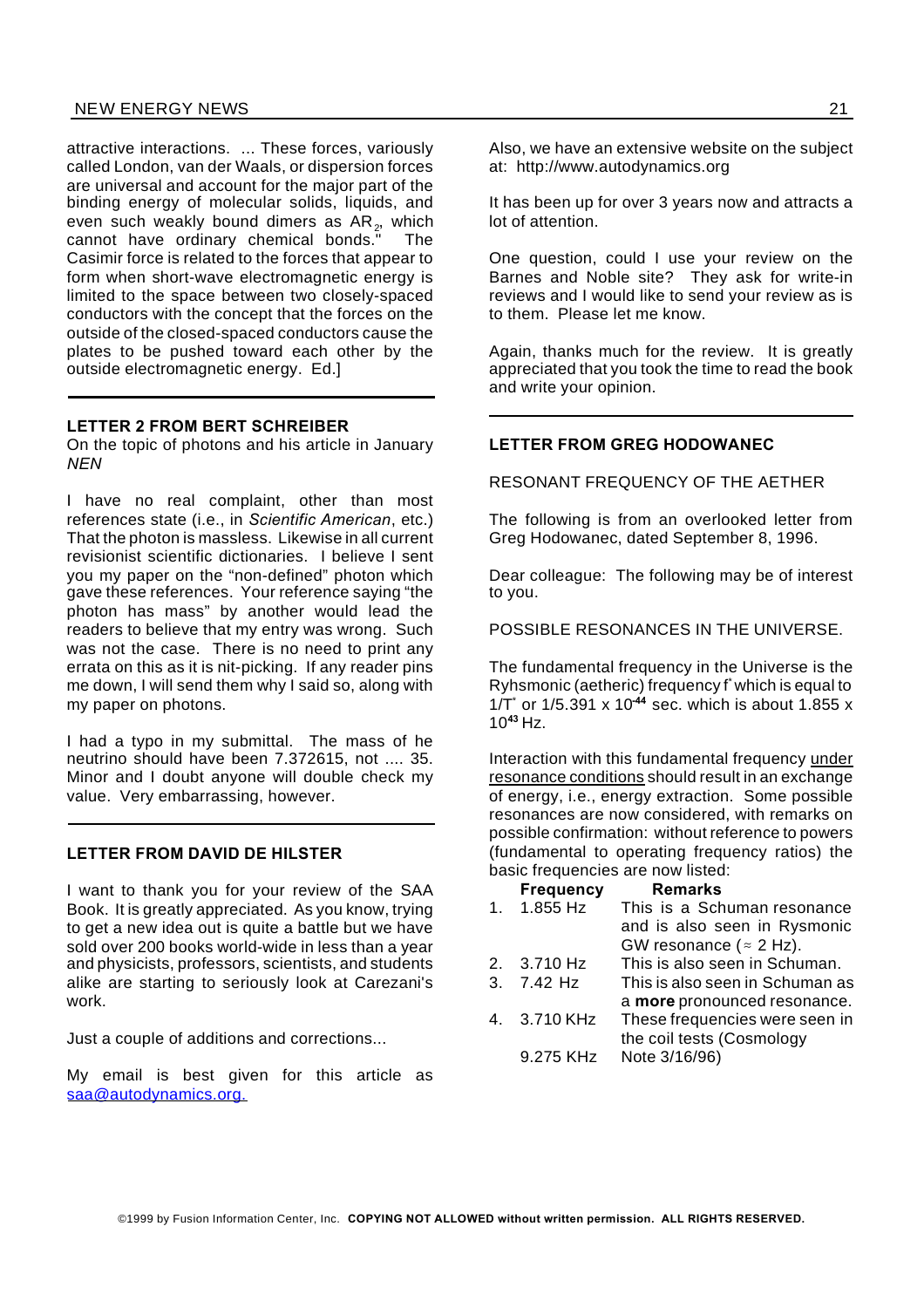attractive interactions. ... These forces, variously called London, van der Waals, or dispersion forces are universal and account for the major part of the binding energy of molecular solids, liquids, and even such weakly bound dimers as $AR_2$, which cannot have ordinary chemical bonds." The Casimir force is related to the forces that appear to form when short-wave electromagnetic energy is limited to the space between two closely-spaced conductors with the concept that the forces on the outside of the closed-spaced conductors cause the plates to be pushed toward each other by the outside electromagnetic energy. Ed.]

---

### LETTER 2 FROM BERT SCHREIBER

On the topic of photons and his article in January *NEN*

I have no real complaint, other than most references state (i.e., in *Scientific American*, etc.) That the photon is massless. Likewise in all current revisionist scientific dictionaries. I believe I sent you my paper on the "non-defined" photon which gave these references. Your reference saying "the photon has mass" by another would lead the readers to believe that my entry was wrong. Such was not the case. There is no need to print any errata on this as it is nit-picking. If any reader pins me down, I will send them why I said so, along with my paper on photons.

I had a typo in my submittal. The mass of he neutrino should have been 7.372615, not .... 35. Minor and I doubt anyone will double check my value. Very embarrassing, however.

---

### LETTER FROM DAVID DE HILSTER

I want to thank you for your review of the SAA Book. It is greatly appreciated. As you know, trying to get a new idea out is quite a battle but we have sold over 200 books world-wide in less than a year and physicists, professors, scientists, and students alike are starting to seriously look at Carezani's work.

Just a couple of additions and corrections...

My email is best given for this article as saa@autodynamics.org.

Also, we have an extensive website on the subject at: http://www.autodynamics.org

It has been up for over 3 years now and attracts a lot of attention.

One question, could I use your review on the Barnes and Noble site? They ask for write-in reviews and I would like to send your review as is to them. Please let me know.

Again, thanks much for the review. It is greatly appreciated that you took the time to read the book and write your opinion.

---

### LETTER FROM GREG HODOWANEC

RESONANT FREQUENCY OF THE AETHER

The following is from an overlooked letter from Greg Hodowanec, dated September 8, 1996.

Dear colleague: The following may be of interest to you.

POSSIBLE RESONANCES IN THE UNIVERSE.

The fundamental frequency in the Universe is the Ryhsmonic (aetheric) frequency $f^*$ which is equal to $1/T^*$ or $1/5.391 \times 10^{-44}$ sec. which is about $1.855 \times 10^{43}$ Hz.

Interaction with this fundamental frequency under resonance conditions should result in an exchange of energy, i.e., energy extraction. Some possible resonances are now considered, with remarks on possible confirmation: without reference to powers (fundamental to operating frequency ratios) the basic frequencies are now listed:

| | Frequency | Remarks |
|---|---|---|
| 1. | 1.855 Hz | This is a Schuman resonance and is also seen in Rysmonic GW resonance ($\approx$ 2 Hz). |
| 2. | 3.710 Hz | This is also seen in Schuman. |
| 3. | 7.42 Hz | This is also seen in Schuman as a **more** pronounced resonance. |
| 4. | 3.710 KHz | These frequencies were seen in the coil tests (Cosmology |
| | 9.275 KHz | Note 3/16/96) |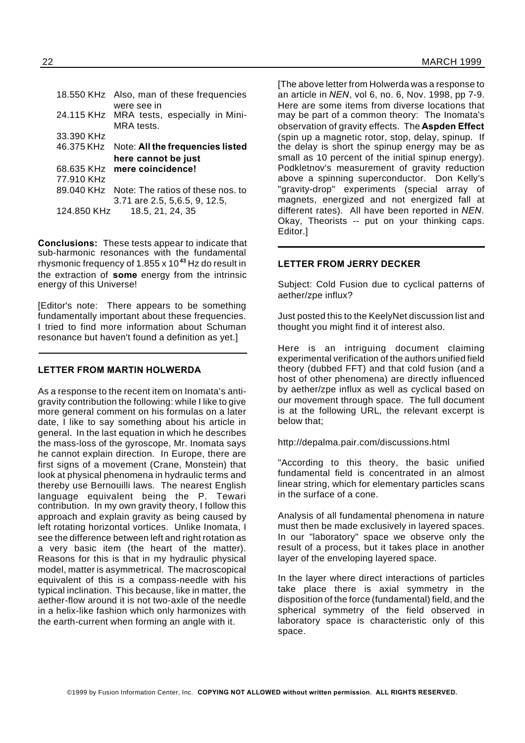| | |
|---|---|
| 18.550 KHz | Also, man of these frequencies were see in |
| 24.115 KHz | MRA tests, especially in Mini-MRA tests. |
| 33.390 KHz | |
| 46.375 KHz | Note: **All the frequencies listed here cannot be just** |
| 68.635 KHz | **mere coincidence!** |
| 77.910 KHz | |
| 89.040 KHz | Note: The ratios of these nos. to 3.71 are 2.5, 5,6.5, 9, 12.5, |
| 124.850 KHz | 18.5, 21, 24, 35 |

**Conclusions:** These tests appear to indicate that sub-harmonic resonances with the fundamental rhysmonic frequency of $1.855 \times 10^{43}$ Hz do result in the extraction of **some** energy from the intrinsic energy of this Universe!

[Editor's note: There appears to be something fundamentally important about these frequencies. I tried to find more information about Schuman resonance but haven't found a definition as yet.]

## LETTER FROM MARTIN HOLWERDA

As a response to the recent item on Inomata's anti-gravity contribution the following: while I like to give more general comment on his formulas on a later date, I like to say something about his article in general. In the last equation in which he describes the mass-loss of the gyroscope, Mr. Inomata says he cannot explain direction. In Europe, there are first signs of a movement (Crane, Monstein) that look at physical phenomena in hydraulic terms and thereby use Bernouilli laws. The nearest English language equivalent being the P. Tewari contribution. In my own gravity theory, I follow this approach and explain gravity as being caused by left rotating horizontal vortices. Unlike Inomata, I see the difference between left and right rotation as a very basic item (the heart of the matter). Reasons for this is that in my hydraulic physical model, matter is asymmetrical. The macroscopical equivalent of this is a compass-needle with his typical inclination. This because, like in matter, the aether-flow around it is not two-axle of the needle in a helix-like fashion which only harmonizes with the earth-current when forming an angle with it.

[The above letter from Holwerda was a response to an article in *NEN*, vol 6, no. 6, Nov. 1998, pp 7-9. Here are some items from diverse locations that may be part of a common theory: The Inomata's observation of gravity effects. The **Aspden Effect** (spin up a magnetic rotor, stop, delay, spinup. If the delay is short the spinup energy may be as small as 10 percent of the initial spinup energy). Podkletnov's measurement of gravity reduction above a spinning superconductor. Don Kelly's "gravity-drop" experiments (special array of magnets, energized and not energized fall at different rates). All have been reported in *NEN*. Okay, Theorists -- put on your thinking caps. Editor.]

## LETTER FROM JERRY DECKER

Subject: Cold Fusion due to cyclical patterns of aether/zpe influx?

Just posted this to the KeelyNet discussion list and thought you might find it of interest also.

Here is an intriguing document claiming experimental verification of the authors unified field theory (dubbed FFT) and that cold fusion (and a host of other phenomena) are directly influenced by aether/zpe influx as well as cyclical based on our movement through space. The full document is at the following URL, the relevant excerpt is below that;

http://depalma.pair.com/discussions.html

"According to this theory, the basic unified fundamental field is concentrated in an almost linear string, which for elementary particles scans in the surface of a cone.

Analysis of all fundamental phenomena in nature must then be made exclusively in layered spaces. In our "laboratory" space we observe only the result of a process, but it takes place in another layer of the enveloping layered space.

In the layer where direct interactions of particles take place there is axial symmetry in the disposition of the force (fundamental) field, and the spherical symmetry of the field observed in laboratory space is characteristic only of this space.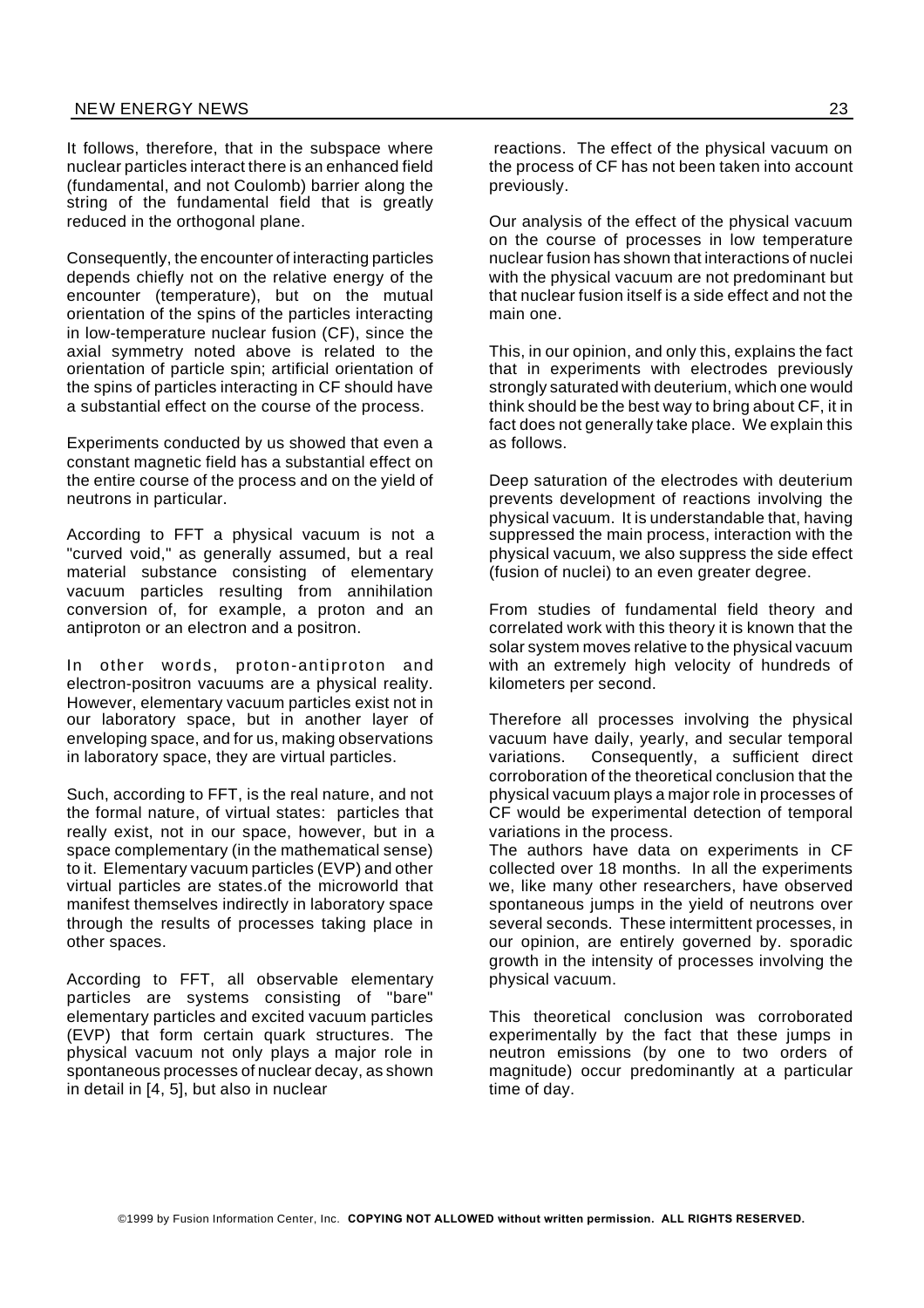It follows, therefore, that in the subspace where nuclear particles interact there is an enhanced field (fundamental, and not Coulomb) barrier along the string of the fundamental field that is greatly reduced in the orthogonal plane.

Consequently, the encounter of interacting particles depends chiefly not on the relative energy of the encounter (temperature), but on the mutual orientation of the spins of the particles interacting in low-temperature nuclear fusion (CF), since the axial symmetry noted above is related to the orientation of particle spin; artificial orientation of the spins of particles interacting in CF should have a substantial effect on the course of the process.

Experiments conducted by us showed that even a constant magnetic field has a substantial effect on the entire course of the process and on the yield of neutrons in particular.

According to FFT a physical vacuum is not a "curved void," as generally assumed, but a real material substance consisting of elementary vacuum particles resulting from annihilation conversion of, for example, a proton and an antiproton or an electron and a positron.

In other words, proton-antiproton and electron-positron vacuums are a physical reality. However, elementary vacuum particles exist not in our laboratory space, but in another layer of enveloping space, and for us, making observations in laboratory space, they are virtual particles.

Such, according to FFT, is the real nature, and not the formal nature, of virtual states: particles that really exist, not in our space, however, but in a space complementary (in the mathematical sense) to it. Elementary vacuum particles (EVP) and other virtual particles are states.of the microworld that manifest themselves indirectly in laboratory space through the results of processes taking place in other spaces.

According to FFT, all observable elementary particles are systems consisting of "bare" elementary particles and excited vacuum particles (EVP) that form certain quark structures. The physical vacuum not only plays a major role in spontaneous processes of nuclear decay, as shown in detail in [4, 5], but also in nuclear reactions. The effect of the physical vacuum on the process of CF has not been taken into account previously.

Our analysis of the effect of the physical vacuum on the course of processes in low temperature nuclear fusion has shown that interactions of nuclei with the physical vacuum are not predominant but that nuclear fusion itself is a side effect and not the main one.

This, in our opinion, and only this, explains the fact that in experiments with electrodes previously strongly saturated with deuterium, which one would think should be the best way to bring about CF, it in fact does not generally take place. We explain this as follows.

Deep saturation of the electrodes with deuterium prevents development of reactions involving the physical vacuum. It is understandable that, having suppressed the main process, interaction with the physical vacuum, we also suppress the side effect (fusion of nuclei) to an even greater degree.

From studies of fundamental field theory and correlated work with this theory it is known that the solar system moves relative to the physical vacuum with an extremely high velocity of hundreds of kilometers per second.

Therefore all processes involving the physical vacuum have daily, yearly, and secular temporal variations. Consequently, a sufficient direct corroboration of the theoretical conclusion that the physical vacuum plays a major role in processes of CF would be experimental detection of temporal variations in the process.

The authors have data on experiments in CF collected over 18 months. In all the experiments we, like many other researchers, have observed spontaneous jumps in the yield of neutrons over several seconds. These intermittent processes, in our opinion, are entirely governed by. sporadic growth in the intensity of processes involving the physical vacuum.

This theoretical conclusion was corroborated experimentally by the fact that these jumps in neutron emissions (by one to two orders of magnitude) occur predominantly at a particular time of day.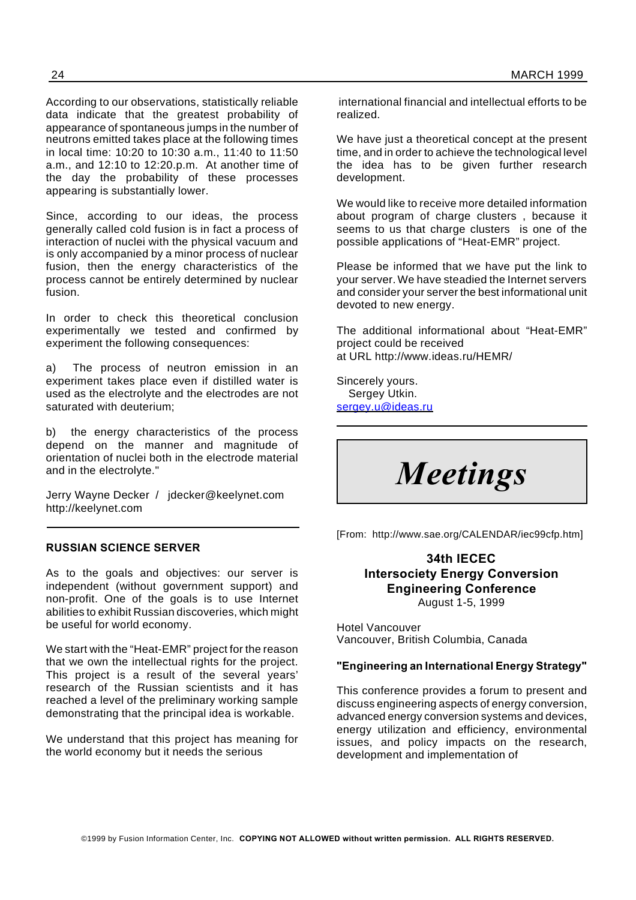According to our observations, statistically reliable data indicate that the greatest probability of appearance of spontaneous jumps in the number of neutrons emitted takes place at the following times in local time: 10:20 to 10:30 a.m., 11:40 to 11:50 a.m., and 12:10 to 12:20.p.m. At another time of the day the probability of these processes appearing is substantially lower.

Since, according to our ideas, the process generally called cold fusion is in fact a process of interaction of nuclei with the physical vacuum and is only accompanied by a minor process of nuclear fusion, then the energy characteristics of the process cannot be entirely determined by nuclear fusion.

In order to check this theoretical conclusion experimentally we tested and confirmed by experiment the following consequences:

a) The process of neutron emission in an experiment takes place even if distilled water is used as the electrolyte and the electrodes are not saturated with deuterium;

b) the energy characteristics of the process depend on the manner and magnitude of orientation of nuclei both in the electrode material and in the electrolyte."

Jerry Wayne Decker / jdecker@keelynet.com
http://keelynet.com

---

**RUSSIAN SCIENCE SERVER**

As to the goals and objectives: our server is independent (without government support) and non-profit. One of the goals is to use Internet abilities to exhibit Russian discoveries, which might be useful for world economy.

We start with the "Heat-EMR" project for the reason that we own the intellectual rights for the project. This project is a result of the several years' research of the Russian scientists and it has reached a level of the preliminary working sample demonstrating that the principal idea is workable.

We understand that this project has meaning for the world economy but it needs the serious international financial and intellectual efforts to be realized.

We have just a theoretical concept at the present time, and in order to achieve the technological level the idea has to be given further research development.

We would like to receive more detailed information about program of charge clusters , because it seems to us that charge clusters is one of the possible applications of "Heat-EMR" project.

Please be informed that we have put the link to your server. We have steadied the Internet servers and consider your server the best informational unit devoted to new energy.

The additional informational about "Heat-EMR" project could be received
at URL http://www.ideas.ru/HEMR/

Sincerely yours.
Sergey Utkin.
sergey.u@ideas.ru

---

# *Meetings*

[From: http://www.sae.org/CALENDAR/iec99cfp.htm]

**34th IECEC**
**Intersociety Energy Conversion Engineering Conference**
August 1-5, 1999

Hotel Vancouver
Vancouver, British Columbia, Canada

**"Engineering an International Energy Strategy"**

This conference provides a forum to present and discuss engineering aspects of energy conversion, advanced energy conversion systems and devices, energy utilization and efficiency, environmental issues, and policy impacts on the research, development and implementation of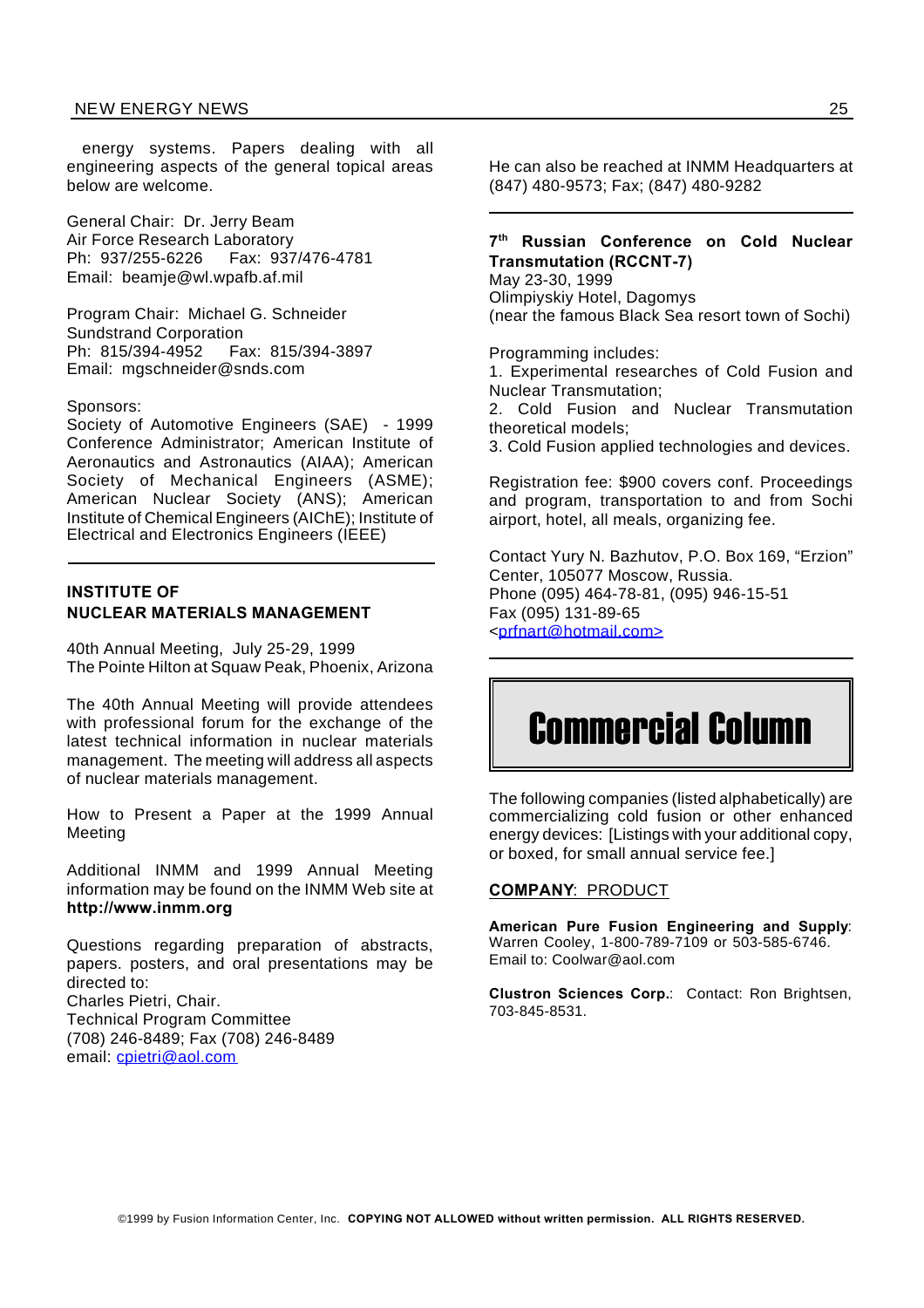energy systems. Papers dealing with all engineering aspects of the general topical areas below are welcome.

General Chair: Dr. Jerry Beam
Air Force Research Laboratory
Ph: 937/255-6226 Fax: 937/476-4781
Email: beamje@wl.wpafb.af.mil

Program Chair: Michael G. Schneider
Sundstrand Corporation
Ph: 815/394-4952 Fax: 815/394-3897
Email: mgschneider@snds.com

Sponsors:
Society of Automotive Engineers (SAE) - 1999 Conference Administrator; American Institute of Aeronautics and Astronautics (AIAA); American Society of Mechanical Engineers (ASME); American Nuclear Society (ANS); American Institute of Chemical Engineers (AIChE); Institute of Electrical and Electronics Engineers (IEEE)

---

**INSTITUTE OF NUCLEAR MATERIALS MANAGEMENT**

40th Annual Meeting, July 25-29, 1999
The Pointe Hilton at Squaw Peak, Phoenix, Arizona

The 40th Annual Meeting will provide attendees with professional forum for the exchange of the latest technical information in nuclear materials management. The meeting will address all aspects of nuclear materials management.

How to Present a Paper at the 1999 Annual Meeting

Additional INMM and 1999 Annual Meeting information may be found on the INMM Web site at **http://www.inmm.org**

Questions regarding preparation of abstracts, papers. posters, and oral presentations may be directed to:
Charles Pietri, Chair.
Technical Program Committee
(708) 246-8489; Fax (708) 246-8489
email: cpietri@aol.com

He can also be reached at INMM Headquarters at (847) 480-9573; Fax; (847) 480-9282

---

**7th Russian Conference on Cold Nuclear Transmutation (RCCNT-7)**
May 23-30, 1999
Olimpiyskiy Hotel, Dagomys
(near the famous Black Sea resort town of Sochi)

Programming includes:
1. Experimental researches of Cold Fusion and Nuclear Transmutation;
2. Cold Fusion and Nuclear Transmutation theoretical models;
3. Cold Fusion applied technologies and devices.

Registration fee: $900 covers conf. Proceedings and program, transportation to and from Sochi airport, hotel, all meals, organizing fee.

Contact Yury N. Bazhutov, P.O. Box 169, "Erzion" Center, 105077 Moscow, Russia.
Phone (095) 464-78-81, (095) 946-15-51
Fax (095) 131-89-65
<prfnart@hotmail.com>

---

# Commercial Column

The following companies (listed alphabetically) are commercializing cold fusion or other enhanced energy devices: [Listings with your additional copy, or boxed, for small annual service fee.]

**COMPANY**: PRODUCT

**American Pure Fusion Engineering and Supply**: Warren Cooley, 1-800-789-7109 or 503-585-6746. Email to: Coolwar@aol.com

**Clustron Sciences Corp.**: Contact: Ron Brightsen, 703-845-8531.

©1999 by Fusion Information Center, Inc. **COPYING NOT ALLOWED without written permission. ALL RIGHTS RESERVED.**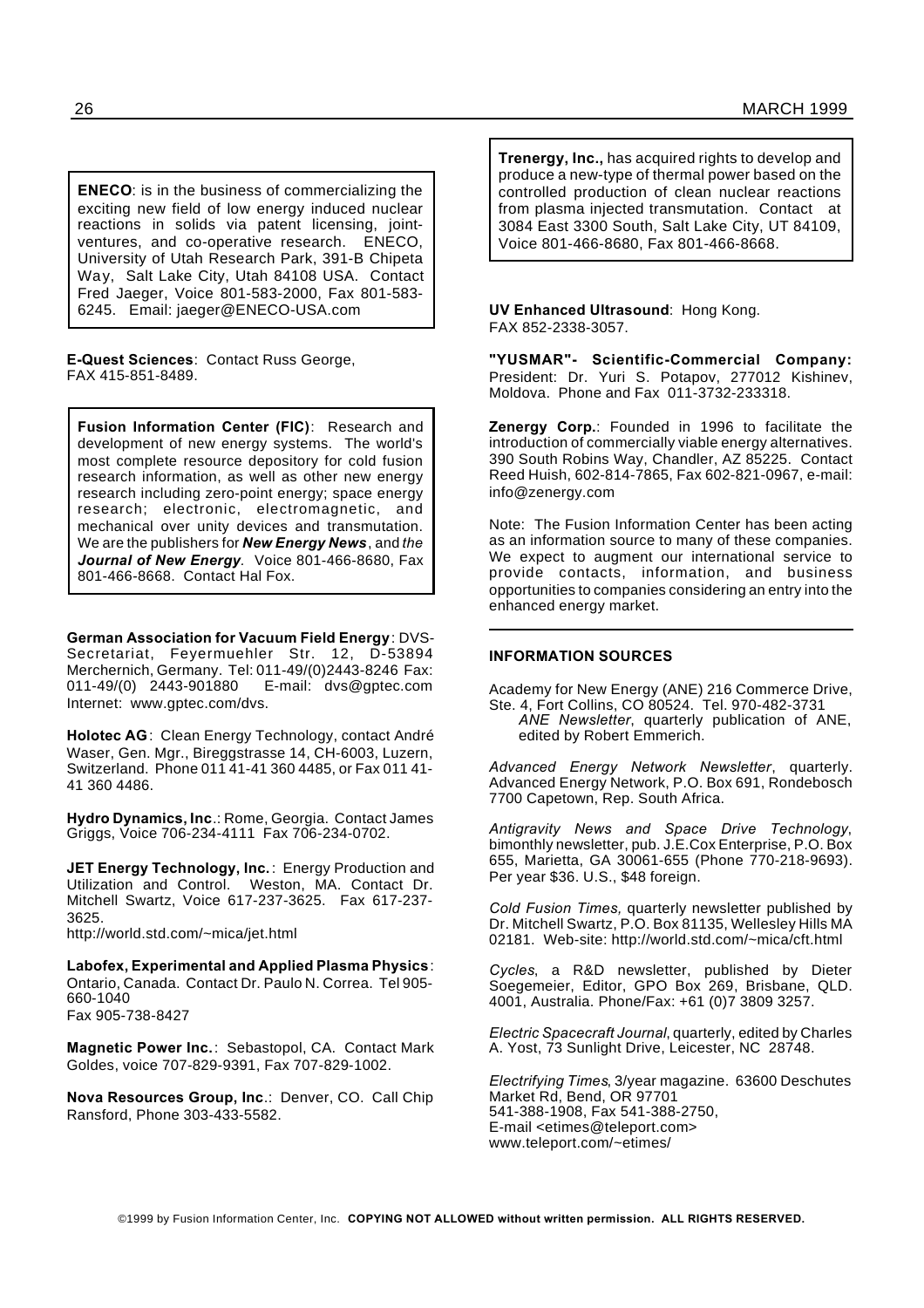**ENECO**: is in the business of commercializing the exciting new field of low energy induced nuclear reactions in solids via patent licensing, joint-ventures, and co-operative research. ENECO, University of Utah Research Park, 391-B Chipeta Way, Salt Lake City, Utah 84108 USA. Contact Fred Jaeger, Voice 801-583-2000, Fax 801-583-6245. Email: jaeger@ENECO-USA.com

**E-Quest Sciences**: Contact Russ George, FAX 415-851-8489.

**Fusion Information Center (FIC)**: Research and development of new energy systems. The world's most complete resource depository for cold fusion research information, as well as other new energy research including zero-point energy; space energy research; electronic, electromagnetic, and mechanical over unity devices and transmutation. We are the publishers for ***New Energy News***, and *the* ***Journal of New Energy***. Voice 801-466-8680, Fax 801-466-8668. Contact Hal Fox.

**German Association for Vacuum Field Energy**: DVS-Secretariat, Feyermuehler Str. 12, D-53894 Merchernich, Germany. Tel: 011-49/(0)2443-8246 Fax: 011-49/(0) 2443-901880 E-mail: dvs@gptec.com Internet: www.gptec.com/dvs.

**Holotec AG**: Clean Energy Technology, contact André Waser, Gen. Mgr., Bireggstrasse 14, CH-6003, Luzern, Switzerland. Phone 011 41-41 360 4485, or Fax 011 41-41 360 4486.

**Hydro Dynamics, Inc**.: Rome, Georgia. Contact James Griggs, Voice 706-234-4111 Fax 706-234-0702.

**JET Energy Technology, Inc.**: Energy Production and Utilization and Control. Weston, MA. Contact Dr. Mitchell Swartz, Voice 617-237-3625. Fax 617-237-3625.
http://world.std.com/~mica/jet.html

**Labofex, Experimental and Applied Plasma Physics**: Ontario, Canada. Contact Dr. Paulo N. Correa. Tel 905-660-1040
Fax 905-738-8427

**Magnetic Power Inc.**: Sebastopol, CA. Contact Mark Goldes, voice 707-829-9391, Fax 707-829-1002.

**Nova Resources Group, Inc**.: Denver, CO. Call Chip Ransford, Phone 303-433-5582.

**Trenergy, Inc.,** has acquired rights to develop and produce a new-type of thermal power based on the controlled production of clean nuclear reactions from plasma injected transmutation. Contact at 3084 East 3300 South, Salt Lake City, UT 84109, Voice 801-466-8680, Fax 801-466-8668.

**UV Enhanced Ultrasound**: Hong Kong. FAX 852-2338-3057.

**"YUSMAR"- Scientific-Commercial Company:** President: Dr. Yuri S. Potapov, 277012 Kishinev, Moldova. Phone and Fax 011-3732-233318.

**Zenergy Corp.**: Founded in 1996 to facilitate the introduction of commercially viable energy alternatives. 390 South Robins Way, Chandler, AZ 85225. Contact Reed Huish, 602-814-7865, Fax 602-821-0967, e-mail: info@zenergy.com

Note: The Fusion Information Center has been acting as an information source to many of these companies. We expect to augment our international service to provide contacts, information, and business opportunities to companies considering an entry into the enhanced energy market.

## INFORMATION SOURCES

Academy for New Energy (ANE) 216 Commerce Drive, Ste. 4, Fort Collins, CO 80524. Tel. 970-482-3731
*ANE Newsletter*, quarterly publication of ANE, edited by Robert Emmerich.

*Advanced Energy Network Newsletter*, quarterly. Advanced Energy Network, P.O. Box 691, Rondebosch 7700 Capetown, Rep. South Africa.

*Antigravity News and Space Drive Technology*, bimonthly newsletter, pub. J.E.Cox Enterprise, P.O. Box 655, Marietta, GA 30061-655 (Phone 770-218-9693). Per year $36. U.S., $48 foreign.

*Cold Fusion Times,* quarterly newsletter published by Dr. Mitchell Swartz, P.O. Box 81135, Wellesley Hills MA 02181. Web-site: http://world.std.com/~mica/cft.html

*Cycles*, a R&D newsletter, published by Dieter Soegemeier, Editor, GPO Box 269, Brisbane, QLD. 4001, Australia. Phone/Fax: +61 (0)7 3809 3257.

*Electric Spacecraft Journal*, quarterly, edited by Charles A. Yost, 73 Sunlight Drive, Leicester, NC 28748.

*Electrifying Times*, 3/year magazine. 63600 Deschutes Market Rd, Bend, OR 97701
541-388-1908, Fax 541-388-2750,
E-mail <etimes@teleport.com>
www.teleport.com/~etimes/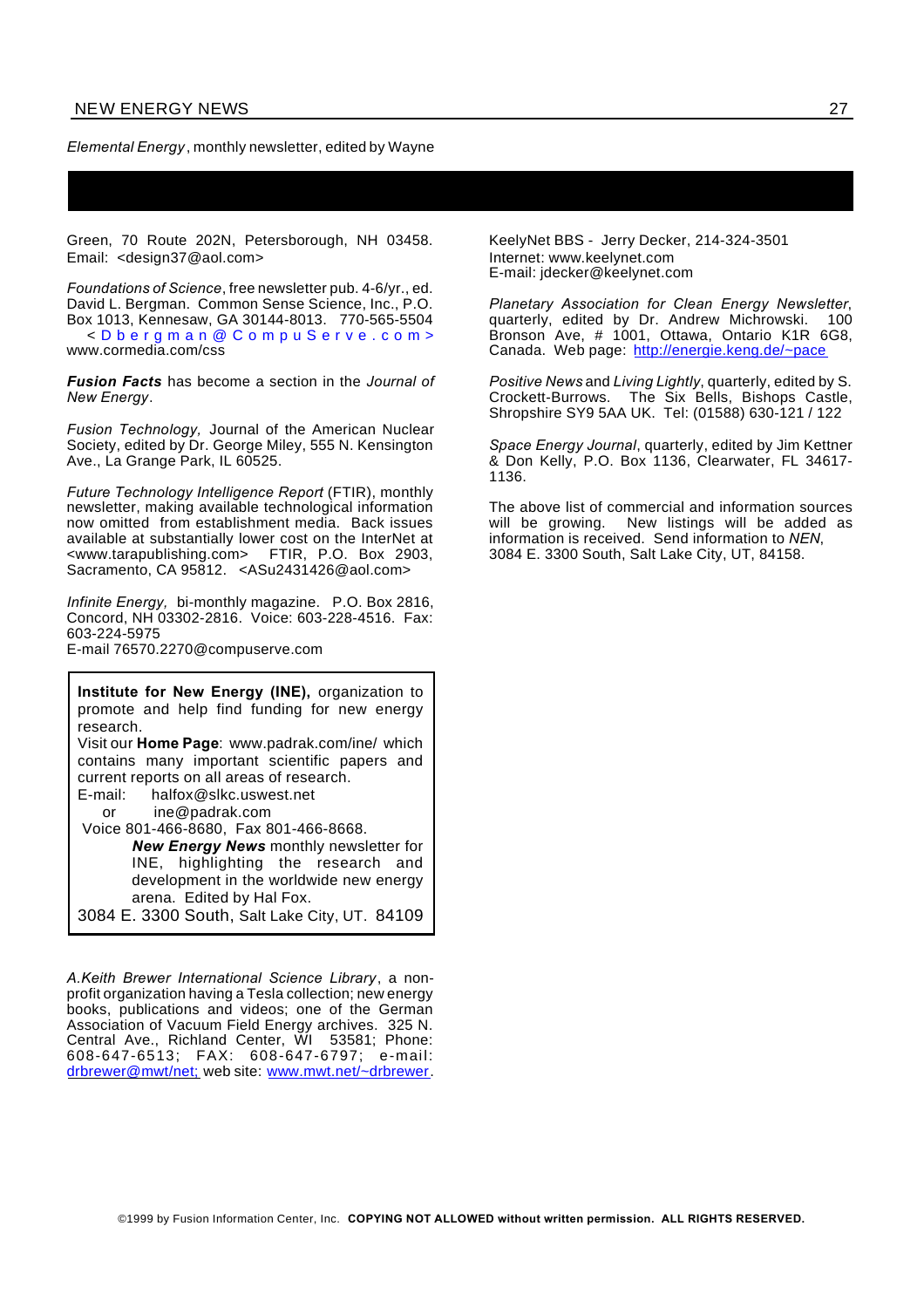*Elemental Energy*, monthly newsletter, edited by Wayne Green, 70 Route 202N, Petersborough, NH 03458. Email: <design37@aol.com>

*Foundations of Science*, free newsletter pub. 4-6/yr., ed. David L. Bergman. Common Sense Science, Inc., P.O. Box 1013, Kennesaw, GA 30144-8013. 770-565-5504 <Dbergman@CompuServe.com> www.cormedia.com/css

***Fusion Facts*** has become a section in the *Journal of New Energy*.

*Fusion Technology,* Journal of the American Nuclear Society, edited by Dr. George Miley, 555 N. Kensington Ave., La Grange Park, IL 60525.

*Future Technology Intelligence Report* (FTIR), monthly newsletter, making available technological information now omitted from establishment media. Back issues available at substantially lower cost on the InterNet at <www.tarapublishing.com> FTIR, P.O. Box 2903, Sacramento, CA 95812. <ASu2431426@aol.com>

*Infinite Energy,* bi-monthly magazine. P.O. Box 2816, Concord, NH 03302-2816. Voice: 603-228-4516. Fax: 603-224-5975
E-mail 76570.2270@compuserve.com

**Institute for New Energy (INE),** organization to promote and help find funding for new energy research.
Visit our **Home Page**: www.padrak.com/ine/ which contains many important scientific papers and current reports on all areas of research.
E-mail: halfox@slkc.uswest.net
or ine@padrak.com
Voice 801-466-8680, Fax 801-466-8668.
***New Energy News*** monthly newsletter for INE, highlighting the research and development in the worldwide new energy arena. Edited by Hal Fox.
3084 E. 3300 South, Salt Lake City, UT. 84109

*A.Keith Brewer International Science Library*, a non-profit organization having a Tesla collection; new energy books, publications and videos; one of the German Association of Vacuum Field Energy archives. 325 N. Central Ave., Richland Center, WI 53581; Phone: 608-647-6513; FAX: 608-647-6797; e-mail: drbrewer@mwt/net; web site: www.mwt.net/~drbrewer.

KeelyNet BBS - Jerry Decker, 214-324-3501
Internet: www.keelynet.com
E-mail: jdecker@keelynet.com

*Planetary Association for Clean Energy Newsletter*, quarterly, edited by Dr. Andrew Michrowski. 100 Bronson Ave, # 1001, Ottawa, Ontario K1R 6G8, Canada. Web page: http://energie.keng.de/~pace

*Positive News* and *Living Lightly*, quarterly, edited by S. Crockett-Burrows. The Six Bells, Bishops Castle, Shropshire SY9 5AA UK. Tel: (01588) 630-121 / 122

*Space Energy Journal*, quarterly, edited by Jim Kettner & Don Kelly, P.O. Box 1136, Clearwater, FL 34617-1136.

The above list of commercial and information sources will be growing. New listings will be added as information is received. Send information to *NEN*, 3084 E. 3300 South, Salt Lake City, UT, 84158.

©1999 by Fusion Information Center, Inc. **COPYING NOT ALLOWED without written permission. ALL RIGHTS RESERVED.**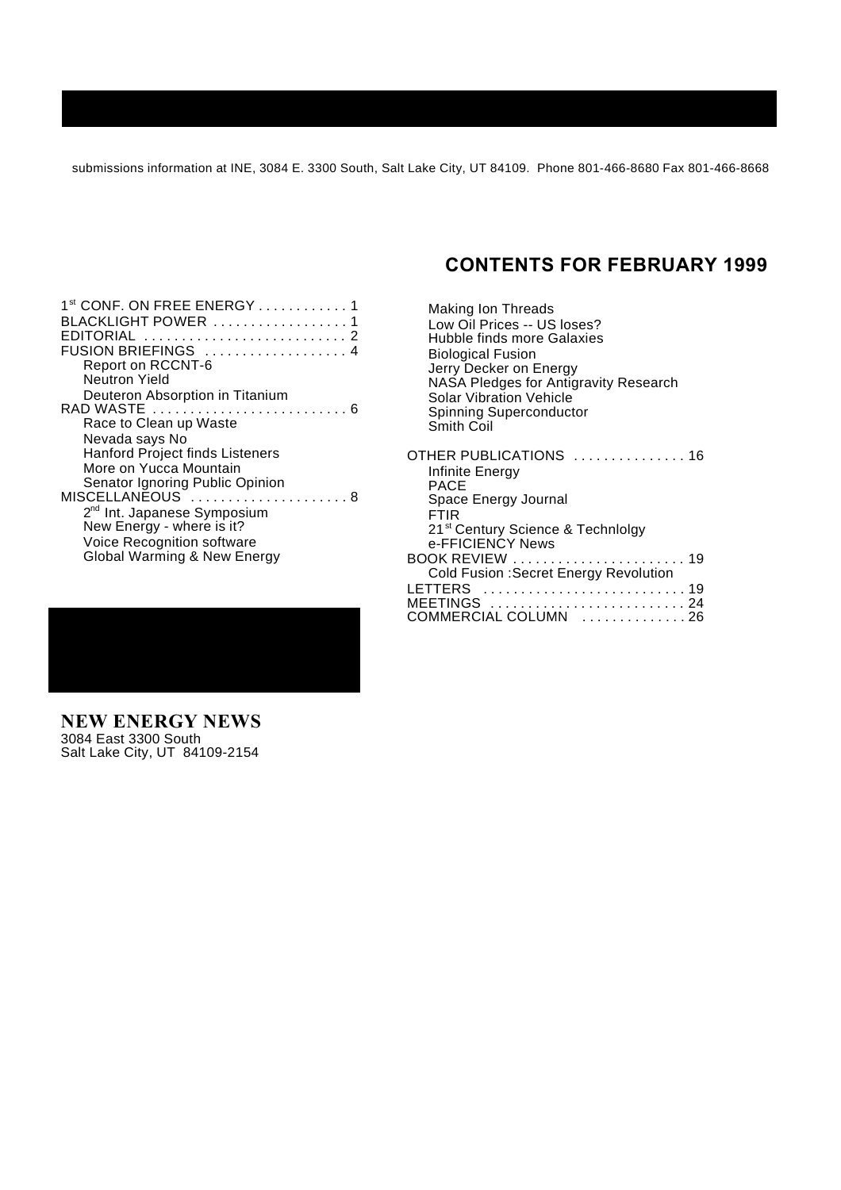submissions information at INE, 3084 E. 3300 South, Salt Lake City, UT 84109. Phone 801-466-8680 Fax 801-466-8668

## CONTENTS FOR FEBRUARY 1999

1st CONF. ON FREE ENERGY . . . . . . . . . . . . 1
BLACKLIGHT POWER . . . . . . . . . . . . . . . . . . 1
EDITORIAL . . . . . . . . . . . . . . . . . . . . . . . . . . . 2
FUSION BRIEFINGS . . . . . . . . . . . . . . . . . . . 4
- Report on RCCNT-6
- Neutron Yield
- Deuteron Absorption in Titanium

RAD WASTE . . . . . . . . . . . . . . . . . . . . . . . . . . 6
- Race to Clean up Waste
- Nevada says No
- Hanford Project finds Listeners
- More on Yucca Mountain
- Senator Ignoring Public Opinion

MISCELLANEOUS . . . . . . . . . . . . . . . . . . . . . 8
- 2nd Int. Japanese Symposium
- New Energy - where is it?
- Voice Recognition software
- Global Warming & New Energy
- Making Ion Threads
- Low Oil Prices -- US loses?
- Hubble finds more Galaxies
- Biological Fusion
- Jerry Decker on Energy
- NASA Pledges for Antigravity Research
- Solar Vibration Vehicle
- Spinning Superconductor
- Smith Coil

OTHER PUBLICATIONS . . . . . . . . . . . . . . . 16
- Infinite Energy
- PACE
- Space Energy Journal
- FTIR
- 21st Century Science & Technlolgy
- e-FFICIENCY News

BOOK REVIEW . . . . . . . . . . . . . . . . . . . . . . . 19
- Cold Fusion :Secret Energy Revolution

LETTERS . . . . . . . . . . . . . . . . . . . . . . . . . . . 19
MEETINGS . . . . . . . . . . . . . . . . . . . . . . . . . . 24
COMMERCIAL COLUMN . . . . . . . . . . . . . . 26

**NEW ENERGY NEWS**
3084 East 3300 South
Salt Lake City, UT 84109-2154